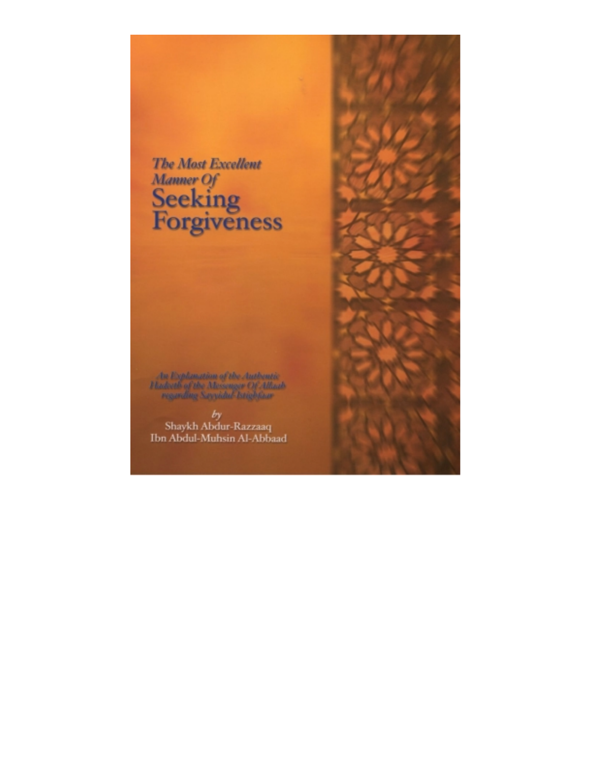# The Most Excellent Manner Of Seeking Forgiveness

*An Explanation of the Authentic Hadeeth of the Messenger Of Allaah regarding Sayyidul-Istighfaar*

*by*

Shaykh Abdur-Razzaaq Ibn Abdul-Muhsin Al-Abbaad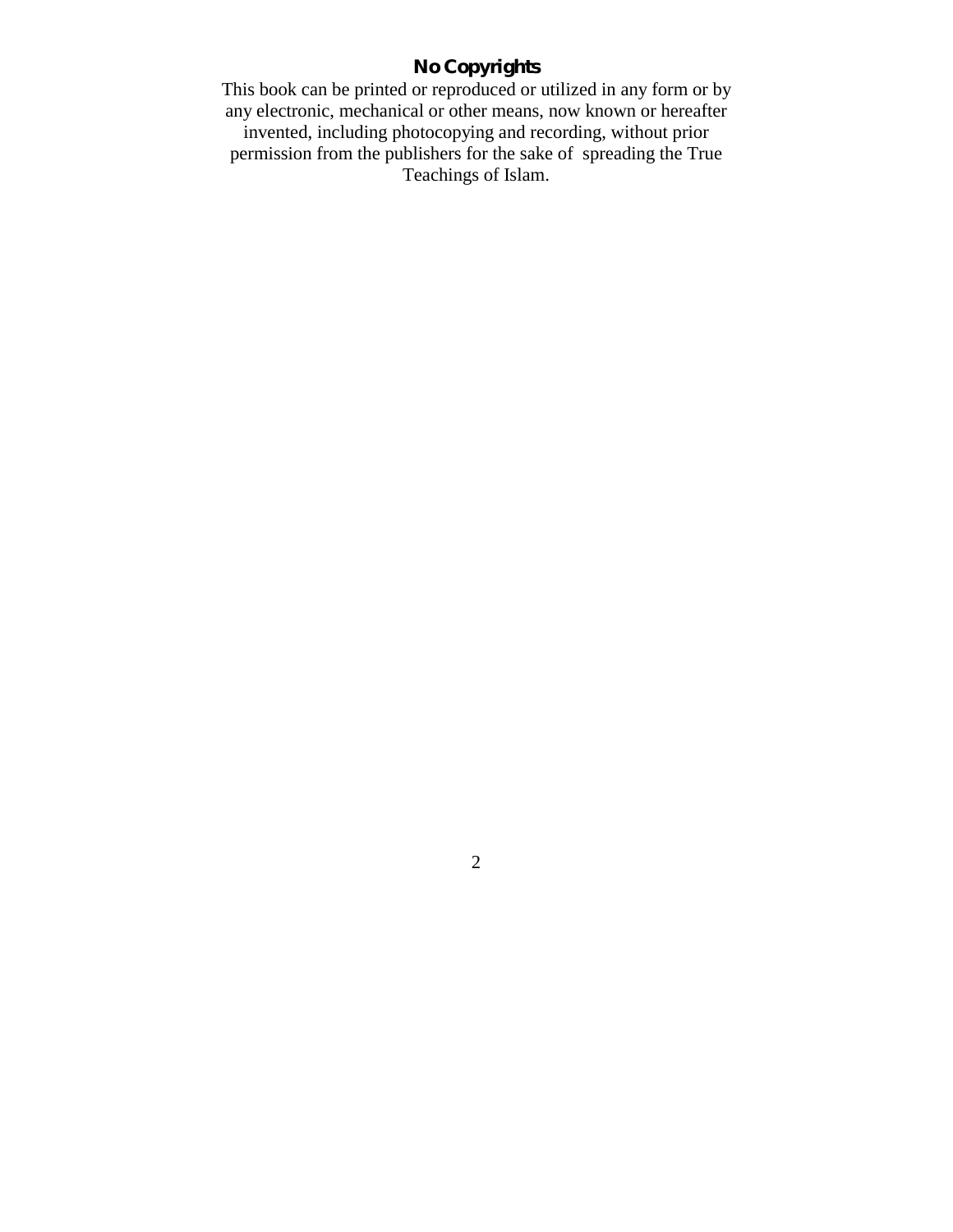**No Copyrights**

This book can be printed or reproduced or utilized in any form or by any electronic, mechanical or other means, now known or hereafter invented, including photocopying and recording, without prior permission from the publishers for the sake of spreading the True Teachings of Islam.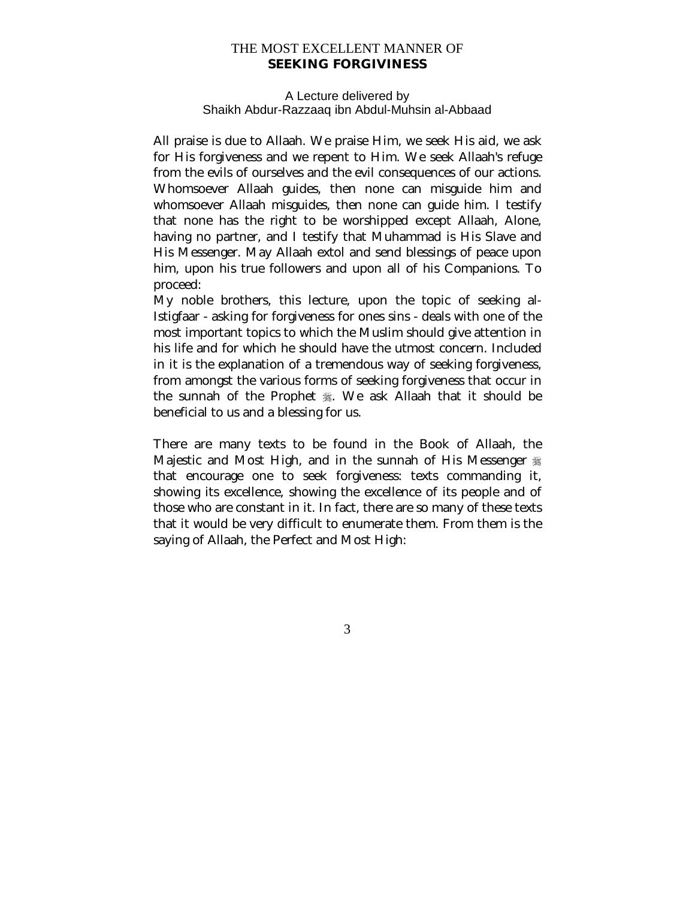# THE MOST EXCELLENT MANNER OF **SEEKING FORGIVINESS**

A Lecture delivered by
Shaikh Abdur-Razzaaq ibn Abdul-Muhsin al-Abbaad

All praise is due to Allaah. We praise Him, we seek His aid, we ask for His forgiveness and we repent to Him. We seek Allaah's refuge from the evils of ourselves and the evil consequences of our actions. Whomsoever Allaah guides, then none can misguide him and whomsoever Allaah misguides, then none can guide him. I testify that none has the right to be worshipped except Allaah, Alone, having no partner, and I testify that Muhammad is His Slave and His Messenger. May Allaah extol and send blessings of peace upon him, upon his true followers and upon all of his Companions. To proceed:

My noble brothers, this lecture, upon the topic of seeking al-Istigfaar - asking for forgiveness for ones sins - deals with one of the most important topics to which the Muslim should give attention in his life and for which he should have the utmost concern. Included in it is the explanation of a tremendous way of seeking forgiveness, from amongst the various forms of seeking forgiveness that occur in the sunnah of the Prophet ﷺ. We ask Allaah that it should be beneficial to us and a blessing for us.

There are many texts to be found in the Book of Allaah, the Majestic and Most High, and in the sunnah of His Messenger ﷺ that encourage one to seek forgiveness: texts commanding it, showing its excellence, showing the excellence of its people and of those who are constant in it. In fact, there are so many of these texts that it would be very difficult to enumerate them. From them is the saying of Allaah, the Perfect and Most High: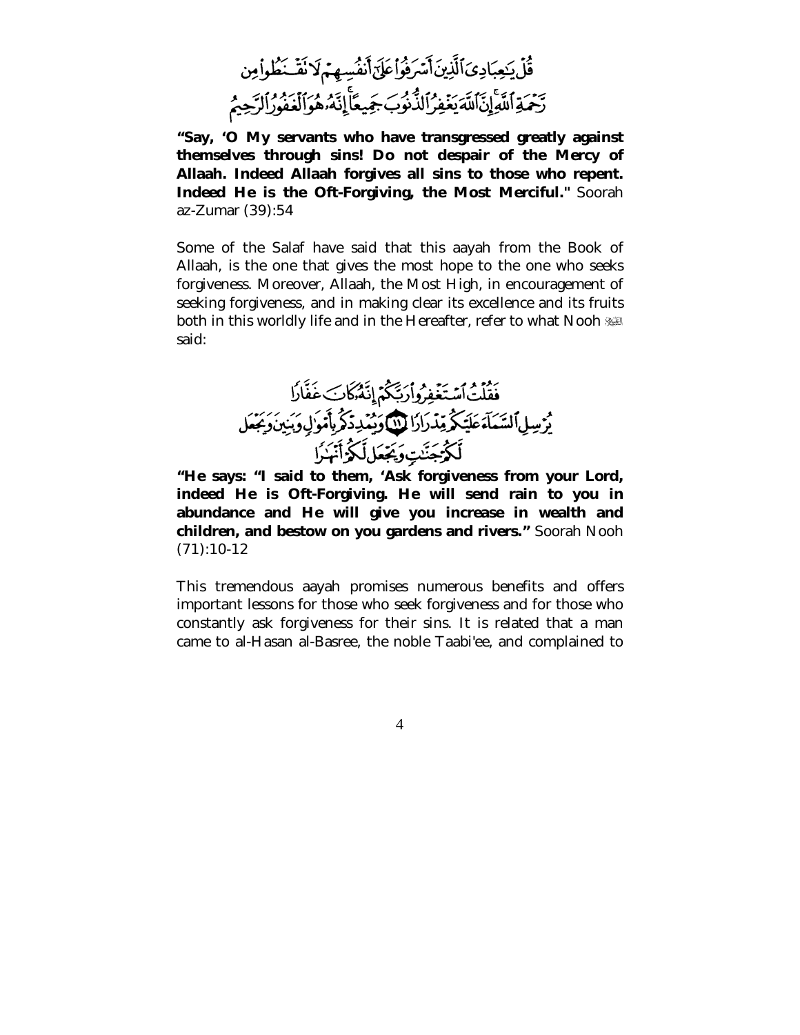قُلْ يَٰعِبَادِىَ ٱلَّذِينَ أَسْرَفُوا۟ عَلَىٰٓ أَنفُسِهِمْ لَا تَقْنَطُوا۟ مِن رَّحْمَةِ ٱللَّهِ ۚ إِنَّ ٱللَّهَ يَغْفِرُ ٱلذُّنُوبَ جَمِيعًا ۚ إِنَّهُۥ هُوَ ٱلْغَفُورُ ٱلرَّحِيمُ

**"Say, 'O My servants who have transgressed greatly against themselves through sins! Do not despair of the Mercy of Allaah. Indeed Allaah forgives all sins to those who repent. Indeed He is the Oft-Forgiving, the Most Merciful."** Soorah az-Zumar (39):54

Some of the Salaf have said that this aayah from the Book of Allaah, is the one that gives the most hope to the one who seeks forgiveness. Moreover, Allaah, the Most High, in encouragement of seeking forgiveness, and in making clear its excellence and its fruits both in this worldly life and in the Hereafter, refer to what Nooh عليه السلام said:

فَقُلْتُ ٱسْتَغْفِرُوا۟ رَبَّكُمْ إِنَّهُۥ كَانَ غَفَّارًا ۝ يُرْسِلِ ٱلسَّمَآءَ عَلَيْكُم مِّدْرَارًا ۝١١ وَيُمْدِدْكُم بِأَمْوَٰلٍ وَبَنِينَ وَيَجْعَل لَّكُمْ جَنَّٰتٍ وَيَجْعَل لَّكُمْ أَنْهَٰرًا

**"He says: "I said to them, 'Ask forgiveness from your Lord, indeed He is Oft-Forgiving. He will send rain to you in abundance and He will give you increase in wealth and children, and bestow on you gardens and rivers."** Soorah Nooh (71):10-12

This tremendous aayah promises numerous benefits and offers important lessons for those who seek forgiveness and for those who constantly ask forgiveness for their sins. It is related that a man came to al-Hasan al-Basree, the noble Taabi'ee, and complained to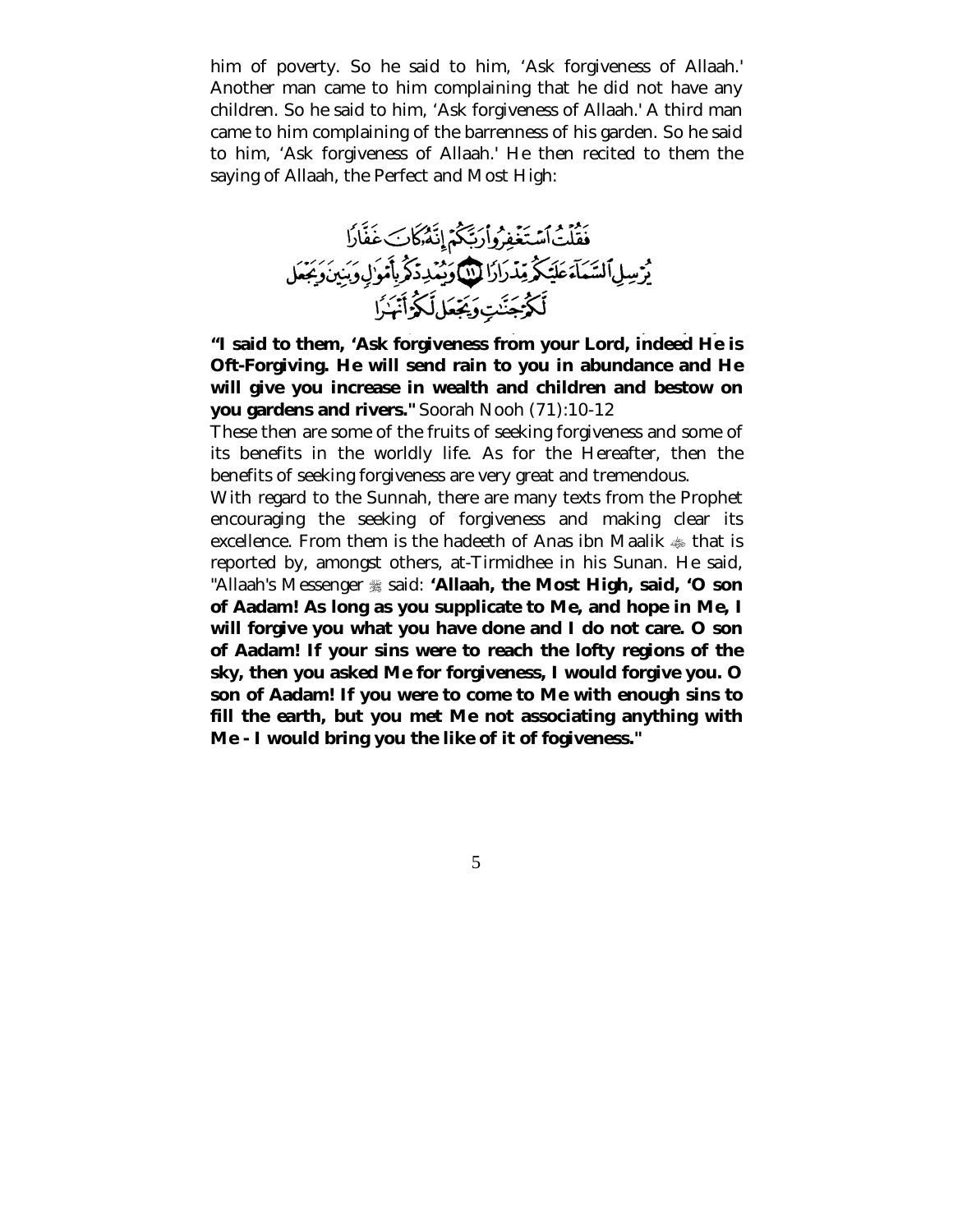him of poverty. So he said to him, 'Ask forgiveness of Allaah.' Another man came to him complaining that he did not have any children. So he said to him, 'Ask forgiveness of Allaah.' A third man came to him complaining of the barrenness of his garden. So he said to him, 'Ask forgiveness of Allaah.' He then recited to them the saying of Allaah, the Perfect and Most High:

فَقُلْتُ ٱسْتَغْفِرُوا۟ رَبَّكُمْ إِنَّهُۥ كَانَ غَفَّارًا يُرْسِلِ ٱلسَّمَآءَ عَلَيْكُم مِّدْرَارًا ﴿١١﴾ وَيُمْدِدْكُم بِأَمْوَٰلٍ وَبَنِينَ وَيَجْعَل لَّكُمْ جَنَّٰتٍ وَيَجْعَل لَّكُمْ أَنْهَٰرًا

**"I said to them, 'Ask forgiveness from your Lord, indeed He is Oft-Forgiving. He will send rain to you in abundance and He will give you increase in wealth and children and bestow on you gardens and rivers."** Soorah Nooh (71):10-12

These then are some of the fruits of seeking forgiveness and some of its benefits in the worldly life. As for the Hereafter, then the benefits of seeking forgiveness are very great and tremendous.

With regard to the Sunnah, there are many texts from the Prophet encouraging the seeking of forgiveness and making clear its excellence. From them is the hadeeth of Anas ibn Maalik ﷺ that is reported by, amongst others, at-Tirmidhee in his Sunan. He said, "Allaah's Messenger ﷺ said: **'Allaah, the Most High, said, 'O son of Aadam! As long as you supplicate to Me, and hope in Me, I will forgive you what you have done and I do not care. O son of Aadam! If your sins were to reach the lofty regions of the sky, then you asked Me for forgiveness, I would forgive you. O son of Aadam! If you were to come to Me with enough sins to fill the earth, but you met Me not associating anything with Me - I would bring you the like of it of fogiveness."**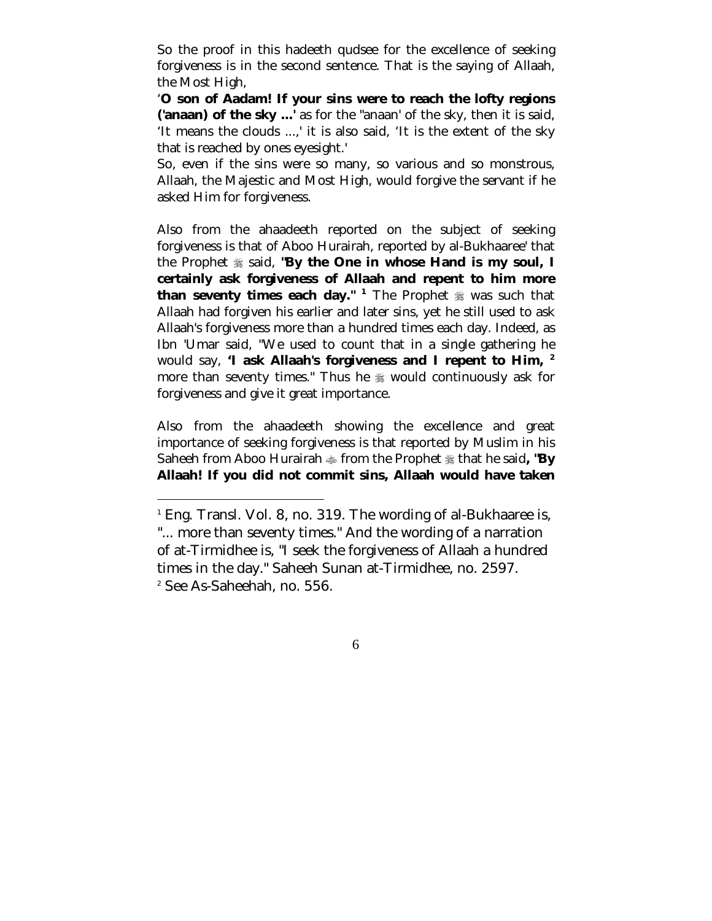So the proof in this hadeeth qudsee for the excellence of seeking forgiveness is in the second sentence. That is the saying of Allaah, the Most High,

'**O son of Aadam! If your sins were to reach the lofty regions ('anaan) of the sky ...'** as for the "anaan' of the sky, then it is said, 'It means the clouds ...,' it is also said, 'It is the extent of the sky that is reached by ones eyesight.'

So, even if the sins were so many, so various and so monstrous, Allaah, the Majestic and Most High, would forgive the servant if he asked Him for forgiveness.

Also from the ahaadeeth reported on the subject of seeking forgiveness is that of Aboo Hurairah, reported by al-Bukhaaree' that the Prophet ﷺ said, **"By the One in whose Hand is my soul, I certainly ask forgiveness of Allaah and repent to him more than seventy times each day."** [1] The Prophet ﷺ was such that Allaah had forgiven his earlier and later sins, yet he still used to ask Allaah's forgiveness more than a hundred times each day. Indeed, as Ibn 'Umar said, "We used to count that in a single gathering he would say, **'I ask Allaah's forgiveness and I repent to Him,** [2] more than seventy times." Thus he ﷺ would continuously ask for forgiveness and give it great importance.

Also from the ahaadeeth showing the excellence and great importance of seeking forgiveness is that reported by Muslim in his Saheeh from Aboo Hurairah ﷺ from the Prophet ﷺ that he said**, "By Allaah! If you did not commit sins, Allaah would have taken**

---

[1] Eng. Transl. Vol. 8, no. 319. The wording of al-Bukhaaree is, "... more than seventy times." And the wording of a narration of at-Tirmidhee is, "I seek the forgiveness of Allaah a hundred times in the day." Saheeh Sunan at-Tirmidhee, no. 2597.

[2] See As-Saheehah, no. 556.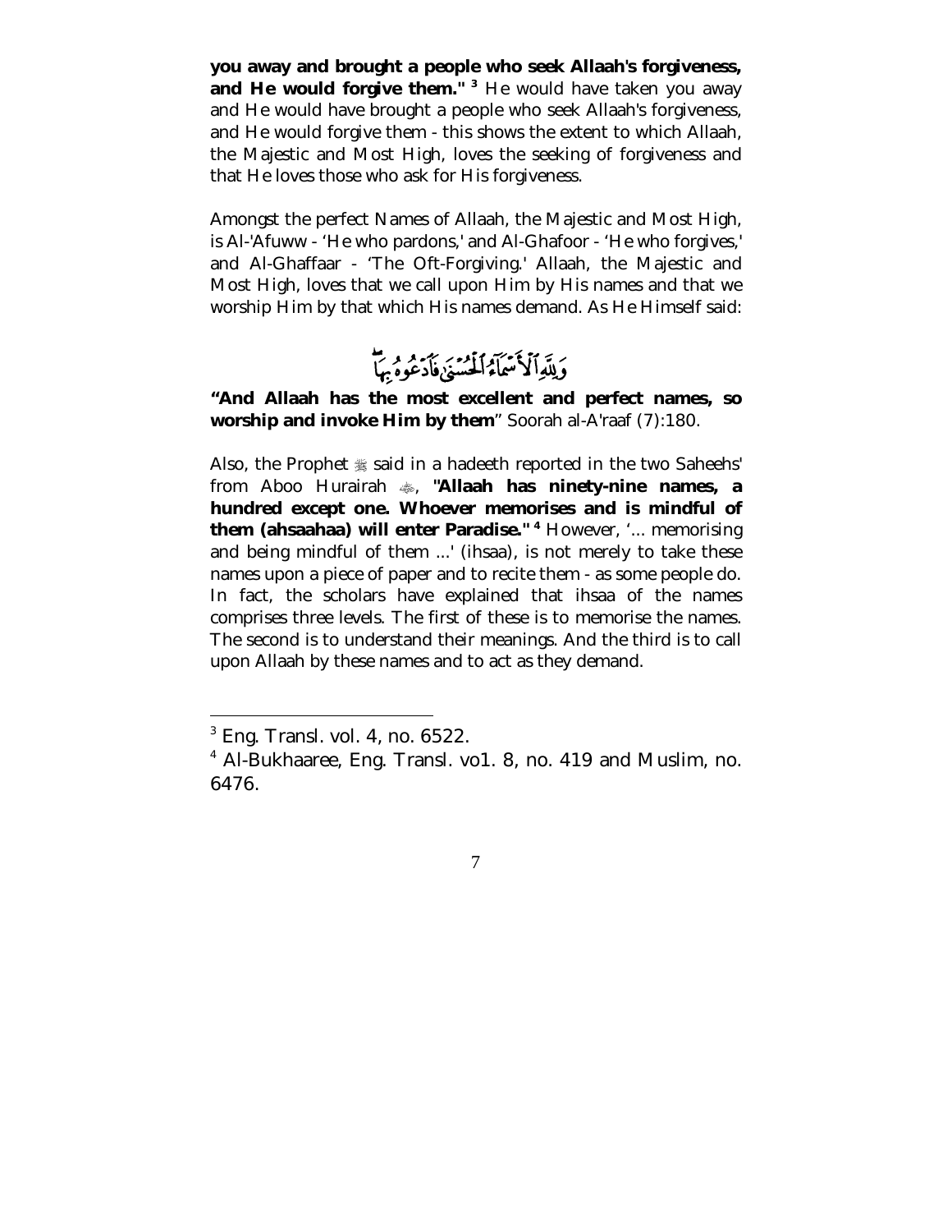**you away and brought a people who seek Allaah's forgiveness, and He would forgive them."** [3] He would have taken you away and He would have brought a people who seek Allaah's forgiveness, and He would forgive them - this shows the extent to which Allaah, the Majestic and Most High, loves the seeking of forgiveness and that He loves those who ask for His forgiveness.

Amongst the perfect Names of Allaah, the Majestic and Most High, is Al-'Afuww - 'He who pardons,' and Al-Ghafoor - 'He who forgives,' and Al-Ghaffaar - 'The Oft-Forgiving.' Allaah, the Majestic and Most High, loves that we call upon Him by His names and that we worship Him by that which His names demand. As He Himself said:

وَلِلَّهِ ٱلْأَسْمَآءُ ٱلْحُسْنَىٰ فَٱدْعُوهُ بِهَا

**"And Allaah has the most excellent and perfect names, so worship and invoke Him by them"** Soorah al-A'raaf (7):180.

Also, the Prophet ﷺ said in a hadeeth reported in the two Saheehs' from Aboo Hurairah ؓ, **"Allaah has ninety-nine names, a hundred except one. Whoever memorises and is mindful of them (ahsaahaa) will enter Paradise."** [4] However, '... memorising and being mindful of them ...' (ihsaa), is not merely to take these names upon a piece of paper and to recite them - as some people do. In fact, the scholars have explained that ihsaa of the names comprises three levels. The first of these is to memorise the names. The second is to understand their meanings. And the third is to call upon Allaah by these names and to act as they demand.

---

[3] Eng. Transl. vol. 4, no. 6522.

[4] Al-Bukhaaree, Eng. Transl. vo1. 8, no. 419 and Muslim, no. 6476.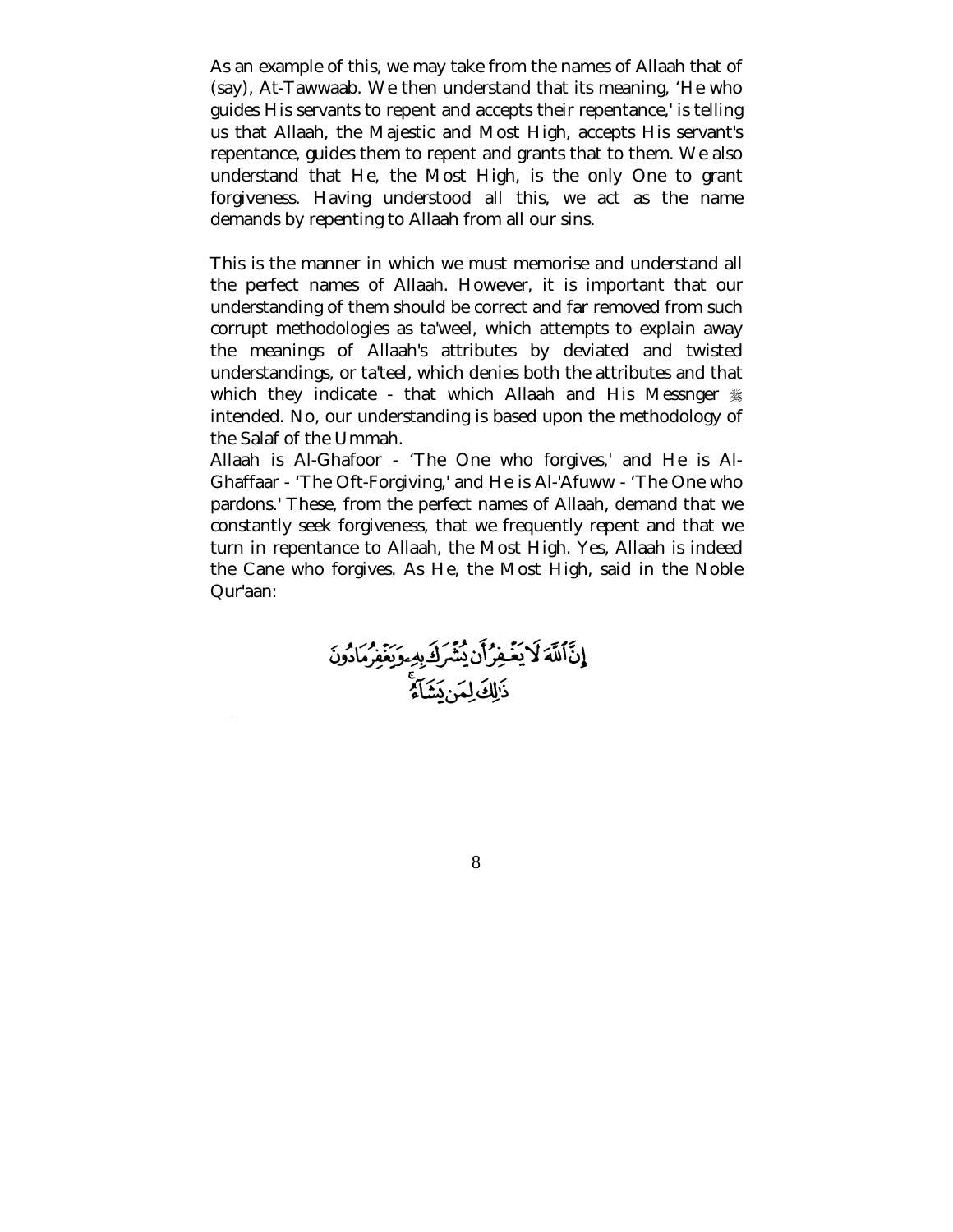As an example of this, we may take from the names of Allaah that of (say), At-Tawwaab. We then understand that its meaning, 'He who guides His servants to repent and accepts their repentance,' is telling us that Allaah, the Majestic and Most High, accepts His servant's repentance, guides them to repent and grants that to them. We also understand that He, the Most High, is the only One to grant forgiveness. Having understood all this, we act as the name demands by repenting to Allaah from all our sins.

This is the manner in which we must memorise and understand all the perfect names of Allaah. However, it is important that our understanding of them should be correct and far removed from such corrupt methodologies as ta'weel, which attempts to explain away the meanings of Allaah's attributes by deviated and twisted understandings, or ta'teel, which denies both the attributes and that which they indicate - that which Allaah and His Messnger ﷺ intended. No, our understanding is based upon the methodology of the Salaf of the Ummah.

Allaah is Al-Ghafoor - 'The One who forgives,' and He is Al-Ghaffaar - 'The Oft-Forgiving,' and He is Al-'Afuww - 'The One who pardons.' These, from the perfect names of Allaah, demand that we constantly seek forgiveness, that we frequently repent and that we turn in repentance to Allaah, the Most High. Yes, Allaah is indeed the Cane who forgives. As He, the Most High, said in the Noble Qur'aan:

إِنَّ ٱللَّهَ لَا يَغْفِرُ أَن يُشْرَكَ بِهِۦ وَيَغْفِرُ مَا دُونَ ذَٰلِكَ لِمَن يَشَآءُ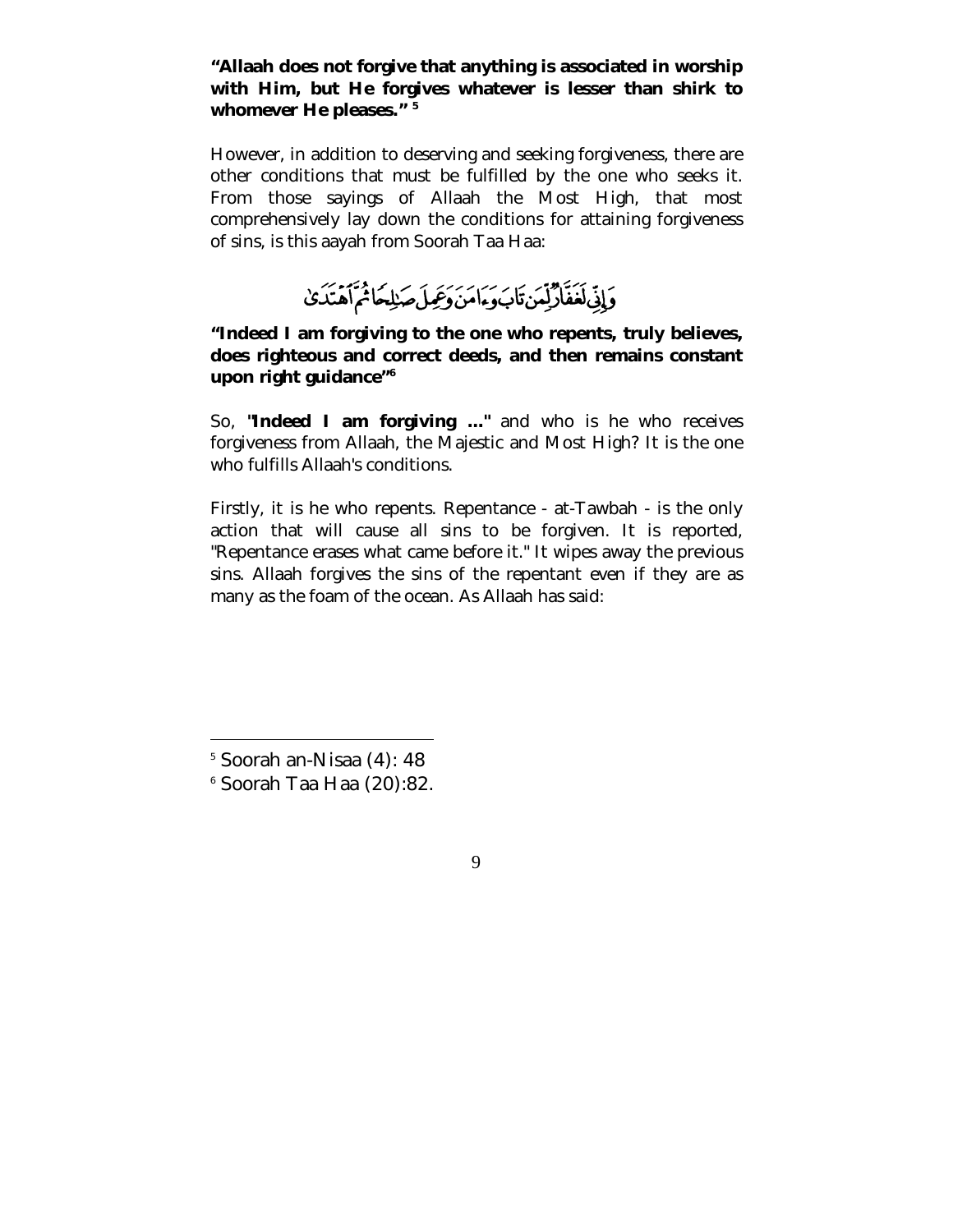**"Allaah does not forgive that anything is associated in worship with Him, but He forgives whatever is lesser than shirk to whomever He pleases."** [5]

However, in addition to deserving and seeking forgiveness, there are other conditions that must be fulfilled by the one who seeks it. From those sayings of Allaah the Most High, that most comprehensively lay down the conditions for attaining forgiveness of sins, is this aayah from Soorah Taa Haa:

وَإِنِّي لَغَفَّارٌ لِّمَن تَابَ وَءَامَنَ وَعَمِلَ صَٰلِحًا ثُمَّ ٱهْتَدَىٰ

**"Indeed I am forgiving to the one who repents, truly believes, does righteous and correct deeds, and then remains constant upon right guidance"** [6]

So, **"Indeed I am forgiving ..."** and who is he who receives forgiveness from Allaah, the Majestic and Most High? It is the one who fulfills Allaah's conditions.

Firstly, it is he who repents. Repentance - at-Tawbah - is the only action that will cause all sins to be forgiven. It is reported, "Repentance erases what came before it." It wipes away the previous sins. Allaah forgives the sins of the repentant even if they are as many as the foam of the ocean. As Allaah has said:

---

[5] Soorah an-Nisaa (4): 48

[6] Soorah Taa Haa (20):82.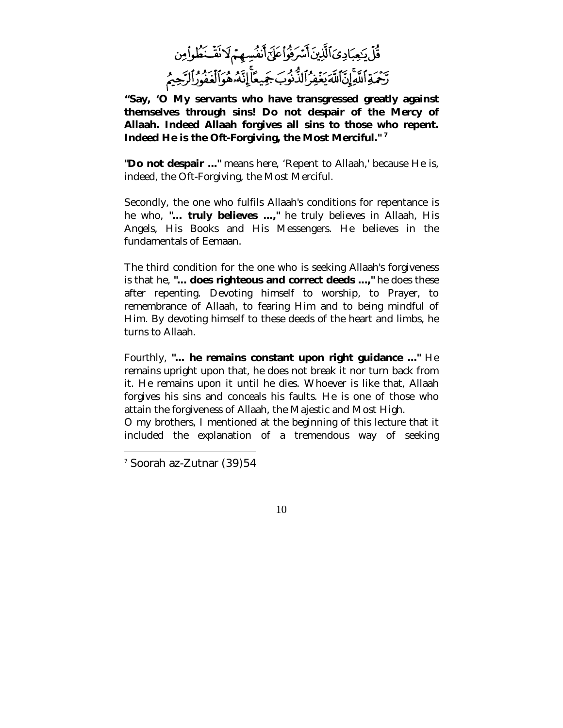قُلْ يَـٰعِبَادِىَ ٱلَّذِينَ أَسْرَفُوا۟ عَلَىٰٓ أَنفُسِهِمْ لَا تَقْنَطُوا۟ مِن رَّحْمَةِ ٱللَّهِ ۚ إِنَّ ٱللَّهَ يَغْفِرُ ٱلذُّنُوبَ جَمِيعًا ۚ إِنَّهُۥ هُوَ ٱلْغَفُورُ ٱلرَّحِيمُ

**"Say, 'O My servants who have transgressed greatly against themselves through sins! Do not despair of the Mercy of Allaah. Indeed Allaah forgives all sins to those who repent. Indeed He is the Oft-Forgiving, the Most Merciful."**[7]

**"Do not despair ..."** means here, 'Repent to Allaah,' because He is, indeed, the Oft-Forgiving, the Most Merciful.

Secondly, the one who fulfils Allaah's conditions for repentance is he who, **"... truly believes ...,"** he truly believes in Allaah, His Angels, His Books and His Messengers. He believes in the fundamentals of Eemaan.

The third condition for the one who is seeking Allaah's forgiveness is that he, **"... does righteous and correct deeds ...,"** he does these after repenting. Devoting himself to worship, to Prayer, to remembrance of Allaah, to fearing Him and to being mindful of Him. By devoting himself to these deeds of the heart and limbs, he turns to Allaah.

Fourthly, **"... he remains constant upon right guidance ..."** He remains upright upon that, he does not break it nor turn back from it. He remains upon it until he dies. Whoever is like that, Allaah forgives his sins and conceals his faults. He is one of those who attain the forgiveness of Allaah, the Majestic and Most High.
O my brothers, I mentioned at the beginning of this lecture that it included the explanation of a tremendous way of seeking

[7] Soorah az-Zutnar (39)54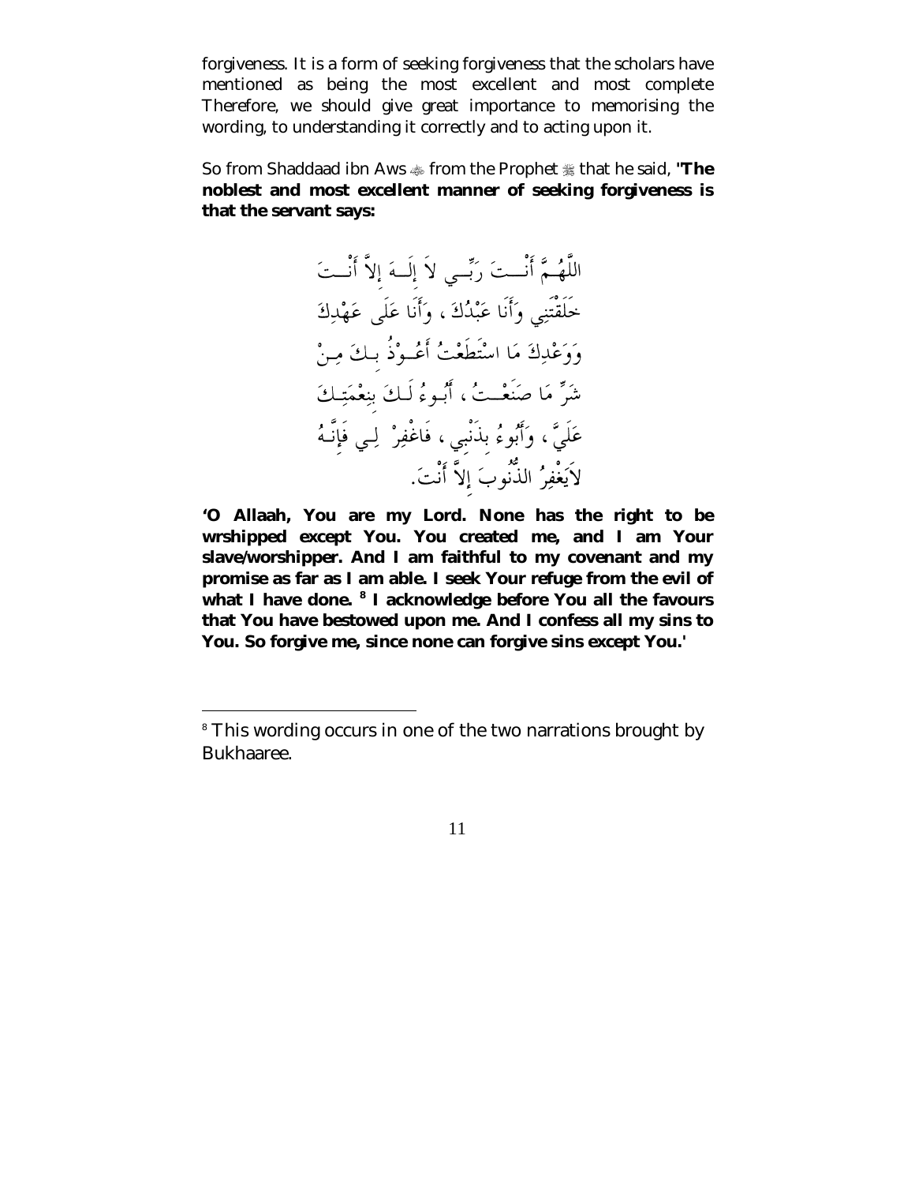forgiveness. It is a form of seeking forgiveness that the scholars have mentioned as being the most excellent and most complete Therefore, we should give great importance to memorising the wording, to understanding it correctly and to acting upon it.

So from Shaddaad ibn Aws ﷺ from the Prophet ﷺ that he said, **"The noblest and most excellent manner of seeking forgiveness is that the servant says:**

اللَّهُمَّ أَنْتَ رَبِّي لاَ إِلَهَ إِلاَّ أَنْتَ
خَلَقْتَنِي وَأَنَا عَبْدُكَ ، وَأَنَا عَلَى عَهْدِكَ
وَوَعْدِكَ مَا اسْتَطَعْتُ أَعُوذُ بِكَ مِنْ
شَرِّ مَا صَنَعْتُ ، أَبُوءُ لَكَ بِنِعْمَتِكَ
عَلَيَّ ، وَأَبُوءُ بِذَنْبِي ، فَاغْفِرْ لِي فَإِنَّهُ
لاَيَغْفِرُ الذُّنُوبَ إِلاَّ أَنْتَ.

**'O Allaah, You are my Lord. None has the right to be wrshipped except You. You created me, and I am Your slave/worshipper. And I am faithful to my covenant and my promise as far as I am able. I seek Your refuge from the evil of what I have done. [8] I acknowledge before You all the favours that You have bestowed upon me. And I confess all my sins to You. So forgive me, since none can forgive sins except You.'**

---

[8] This wording occurs in one of the two narrations brought by Bukhaaree.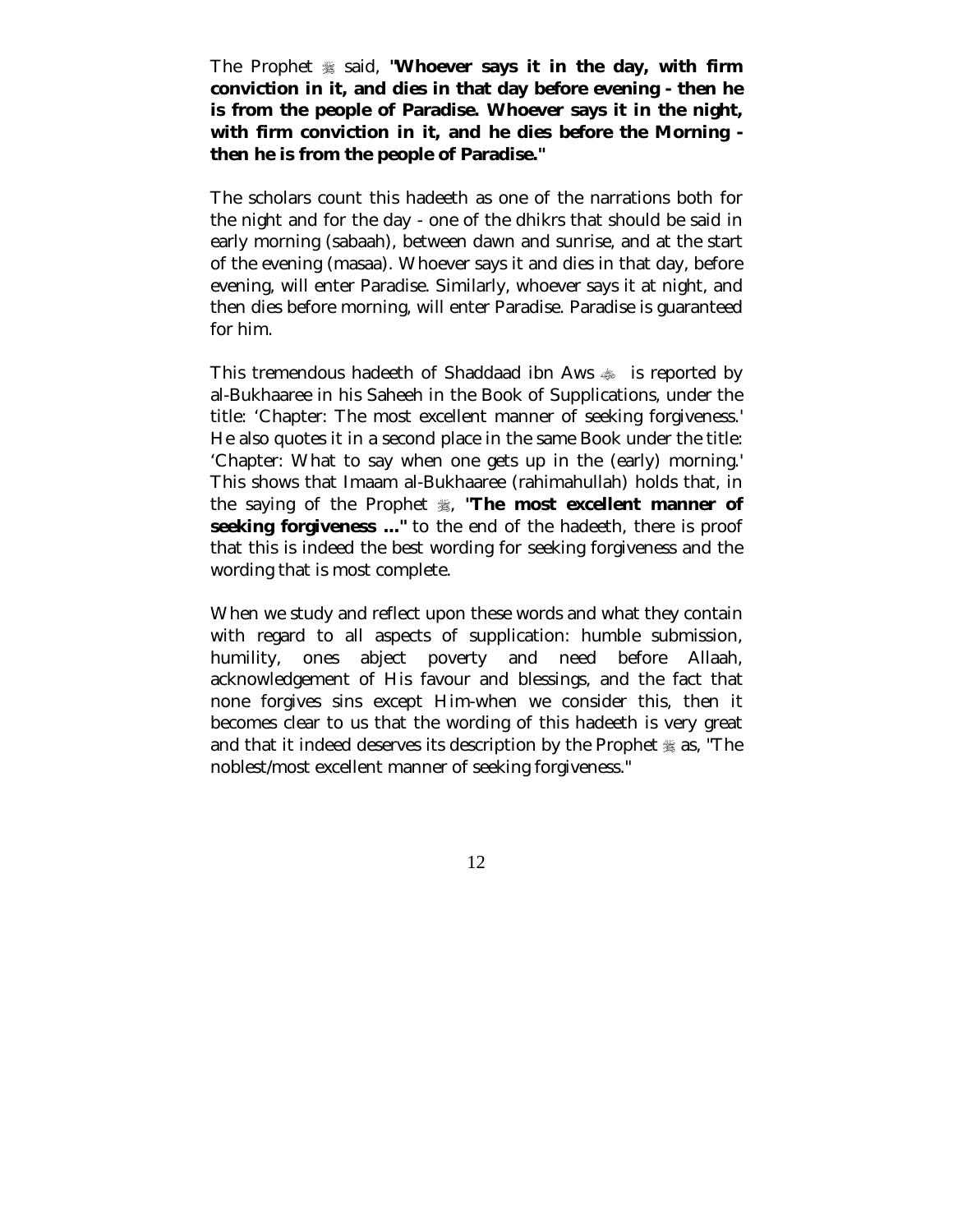The Prophet ﷺ said, **"Whoever says it in the day, with firm conviction in it, and dies in that day before evening - then he is from the people of Paradise. Whoever says it in the night, with firm conviction in it, and he dies before the Morning - then he is from the people of Paradise."**

The scholars count this hadeeth as one of the narrations both for the night and for the day - one of the dhikrs that should be said in early morning (sabaah), between dawn and sunrise, and at the start of the evening (masaa). Whoever says it and dies in that day, before evening, will enter Paradise. Similarly, whoever says it at night, and then dies before morning, will enter Paradise. Paradise is guaranteed for him.

This tremendous hadeeth of Shaddaad ibn Aws ﷺ is reported by al-Bukhaaree in his Saheeh in the Book of Supplications, under the title: 'Chapter: The most excellent manner of seeking forgiveness.' He also quotes it in a second place in the same Book under the title: 'Chapter: What to say when one gets up in the (early) morning.' This shows that Imaam al-Bukhaaree (rahimahullah) holds that, in the saying of the Prophet ﷺ, **"The most excellent manner of seeking forgiveness ..."** to the end of the hadeeth, there is proof that this is indeed the best wording for seeking forgiveness and the wording that is most complete.

When we study and reflect upon these words and what they contain with regard to all aspects of supplication: humble submission, humility, ones abject poverty and need before Allaah, acknowledgement of His favour and blessings, and the fact that none forgives sins except Him-when we consider this, then it becomes clear to us that the wording of this hadeeth is very great and that it indeed deserves its description by the Prophet ﷺ as, "The noblest/most excellent manner of seeking forgiveness."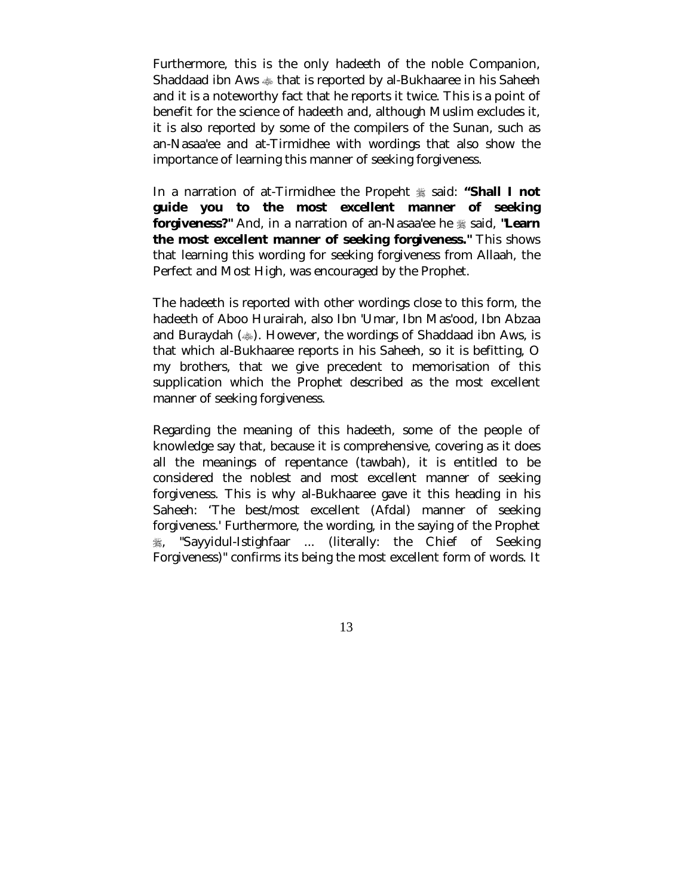Furthermore, this is the only hadeeth of the noble Companion, Shaddaad ibn Aws ﷺ that is reported by al-Bukhaaree in his Saheeh and it is a noteworthy fact that he reports it twice. This is a point of benefit for the science of hadeeth and, although Muslim excludes it, it is also reported by some of the compilers of the Sunan, such as an-Nasaa'ee and at-Tirmidhee with wordings that also show the importance of learning this manner of seeking forgiveness.

In a narration of at-Tirmidhee the Propeht ﷺ said: **"Shall I not guide you to the most excellent manner of seeking forgiveness?"** And, in a narration of an-Nasaa'ee he ﷺ said, **"Learn the most excellent manner of seeking forgiveness."** This shows that learning this wording for seeking forgiveness from Allaah, the Perfect and Most High, was encouraged by the Prophet.

The hadeeth is reported with other wordings close to this form, the hadeeth of Aboo Hurairah, also Ibn 'Umar, Ibn Mas'ood, Ibn Abzaa and Buraydah (ﷺ). However, the wordings of Shaddaad ibn Aws, is that which al-Bukhaaree reports in his Saheeh, so it is befitting, O my brothers, that we give precedent to memorisation of this supplication which the Prophet described as the most excellent manner of seeking forgiveness.

Regarding the meaning of this hadeeth, some of the people of knowledge say that, because it is comprehensive, covering as it does all the meanings of repentance (tawbah), it is entitled to be considered the noblest and most excellent manner of seeking forgiveness. This is why al-Bukhaaree gave it this heading in his Saheeh: 'The best/most excellent (Afdal) manner of seeking forgiveness.' Furthermore, the wording, in the saying of the Prophet ﷺ, "Sayyidul-Istighfaar ... (literally: the Chief of Seeking Forgiveness)" confirms its being the most excellent form of words. It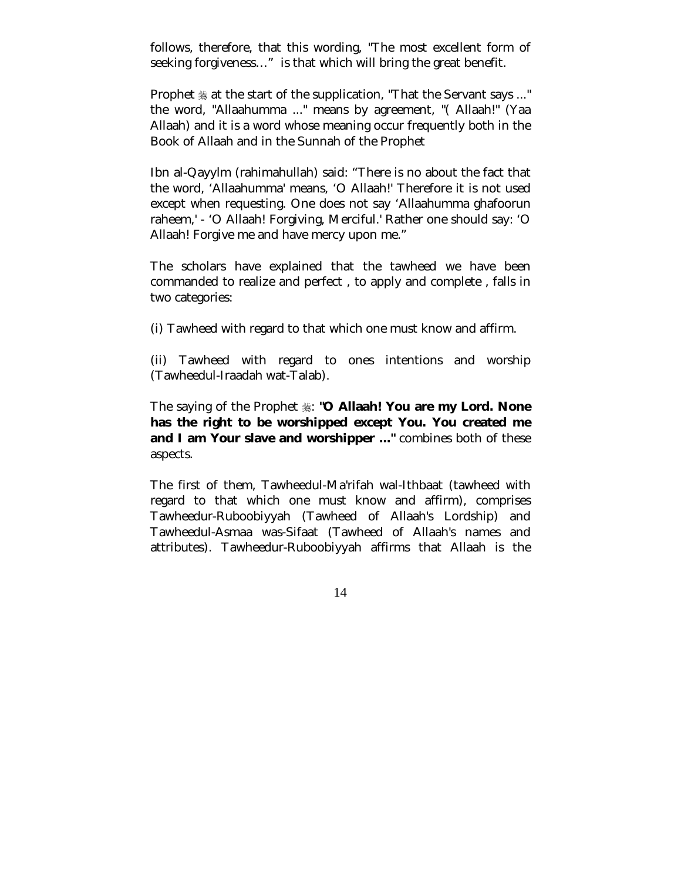follows, therefore, that this wording, "The most excellent form of seeking forgiveness…" is that which will bring the great benefit.

Prophet ﷺ at the start of the supplication, "That the Servant says ..." the word, "Allaahumma ..." means by agreement, "( Allaah!" (Yaa Allaah) and it is a word whose meaning occur frequently both in the Book of Allaah and in the Sunnah of the Prophet

Ibn al-Qayylm (rahimahullah) said: "There is no about the fact that the word, 'Allaahumma' means, 'O Allaah!' Therefore it is not used except when requesting. One does not say 'Allaahumma ghafoorun raheem,' - 'O Allaah! Forgiving, Merciful.' Rather one should say: 'O Allaah! Forgive me and have mercy upon me."

The scholars have explained that the tawheed we have been commanded to realize and perfect , to apply and complete , falls in two categories:

(i) Tawheed with regard to that which one must know and affirm.

(ii) Tawheed with regard to ones intentions and worship (Tawheedul-Iraadah wat-Talab).

The saying of the Prophet ﷺ: **"O Allaah! You are my Lord. None has the right to be worshipped except You. You created me and I am Your slave and worshipper ..."** combines both of these aspects.

The first of them, Tawheedul-Ma'rifah wal-Ithbaat (tawheed with regard to that which one must know and affirm), comprises Tawheedur-Ruboobiyyah (Tawheed of Allaah's Lordship) and Tawheedul-Asmaa was-Sifaat (Tawheed of Allaah's names and attributes). Tawheedur-Ruboobiyyah affirms that Allaah is the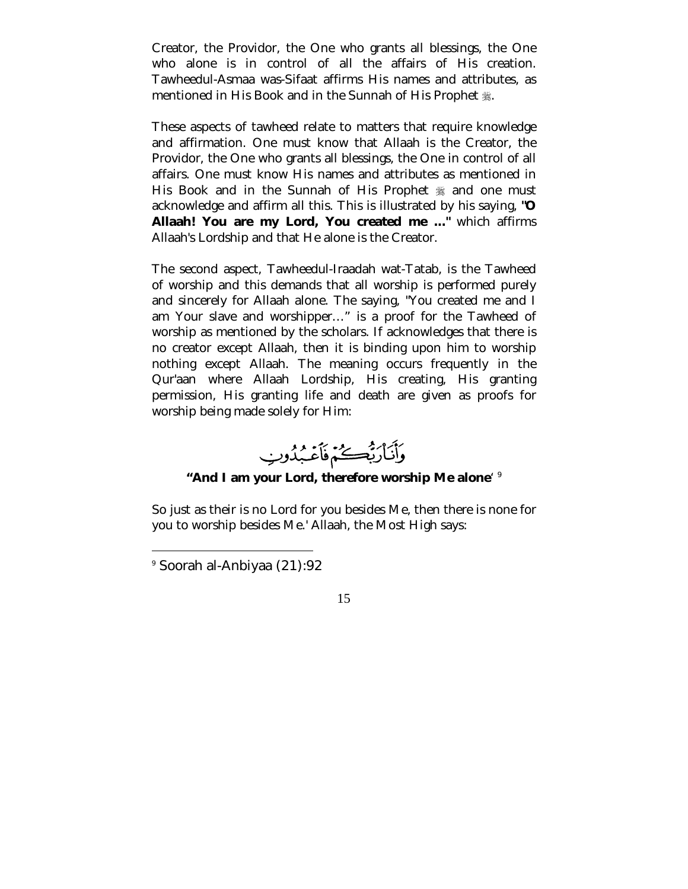Creator, the Providor, the One who grants all blessings, the One who alone is in control of all the affairs of His creation. Tawheedul-Asmaa was-Sifaat affirms His names and attributes, as mentioned in His Book and in the Sunnah of His Prophet ﷺ.

These aspects of tawheed relate to matters that require knowledge and affirmation. One must know that Allaah is the Creator, the Providor, the One who grants all blessings, the One in control of all affairs. One must know His names and attributes as mentioned in His Book and in the Sunnah of His Prophet ﷺ and one must acknowledge and affirm all this. This is illustrated by his saying, **"O Allaah! You are my Lord, You created me ..."** which affirms Allaah's Lordship and that He alone is the Creator.

The second aspect, Tawheedul-Iraadah wat-Tatab, is the Tawheed of worship and this demands that all worship is performed purely and sincerely for Allaah alone. The saying, "You created me and I am Your slave and worshipper…" is a proof for the Tawheed of worship as mentioned by the scholars. If acknowledges that there is no creator except Allaah, then it is binding upon him to worship nothing except Allaah. The meaning occurs frequently in the Qur'aan where Allaah Lordship, His creating, His granting permission, His granting life and death are given as proofs for worship being made solely for Him:

وَأَنَا رَبُّكُمْ فَاعْبُدُونِ

**"And I am your Lord, therefore worship Me alone**'[9]

So just as their is no Lord for you besides Me, then there is none for you to worship besides Me.' Allaah, the Most High says:

[9] Soorah al-Anbiyaa (21):92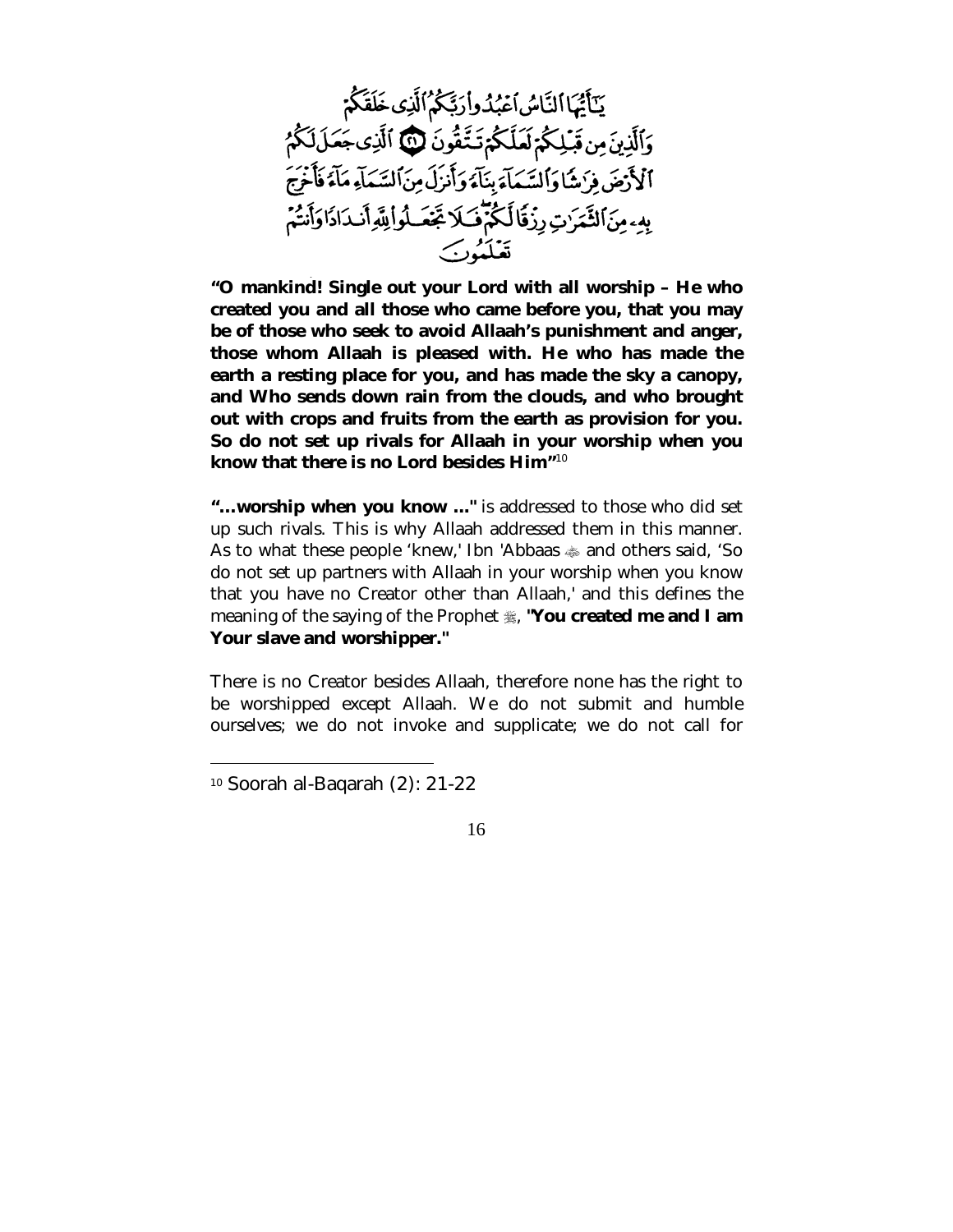يَٰٓأَيُّهَا ٱلنَّاسُ ٱعْبُدُوا۟ رَبَّكُمُ ٱلَّذِى خَلَقَكُمْ وَٱلَّذِينَ مِن قَبْلِكُمْ لَعَلَّكُمْ تَتَّقُونَ ﴿٢١﴾ ٱلَّذِى جَعَلَ لَكُمُ ٱلْأَرْضَ فِرَٰشًا وَٱلسَّمَآءَ بِنَآءً وَأَنزَلَ مِنَ ٱلسَّمَآءِ مَآءً فَأَخْرَجَ بِهِۦ مِنَ ٱلثَّمَرَٰتِ رِزْقًا لَّكُمْ ۖ فَلَا تَجْعَلُوا۟ لِلَّهِ أَندَادًا وَأَنتُمْ تَعْلَمُونَ

**"O mankind! Single out your Lord with all worship – He who created you and all those who came before you, that you may be of those who seek to avoid Allaah's punishment and anger, those whom Allaah is pleased with. He who has made the earth a resting place for you, and has made the sky a canopy, and Who sends down rain from the clouds, and who brought out with crops and fruits from the earth as provision for you. So do not set up rivals for Allaah in your worship when you know that there is no Lord besides Him"**[10]

**"…worship when you know …"** is addressed to those who did set up such rivals. This is why Allaah addressed them in this manner. As to what these people 'knew,' Ibn 'Abbaas ﷺ and others said, 'So do not set up partners with Allaah in your worship when you know that you have no Creator other than Allaah,' and this defines the meaning of the saying of the Prophet ﷺ, **"You created me and I am Your slave and worshipper."**

There is no Creator besides Allaah, therefore none has the right to be worshipped except Allaah. We do not submit and humble ourselves; we do not invoke and supplicate; we do not call for

---

[10] Soorah al-Baqarah (2): 21-22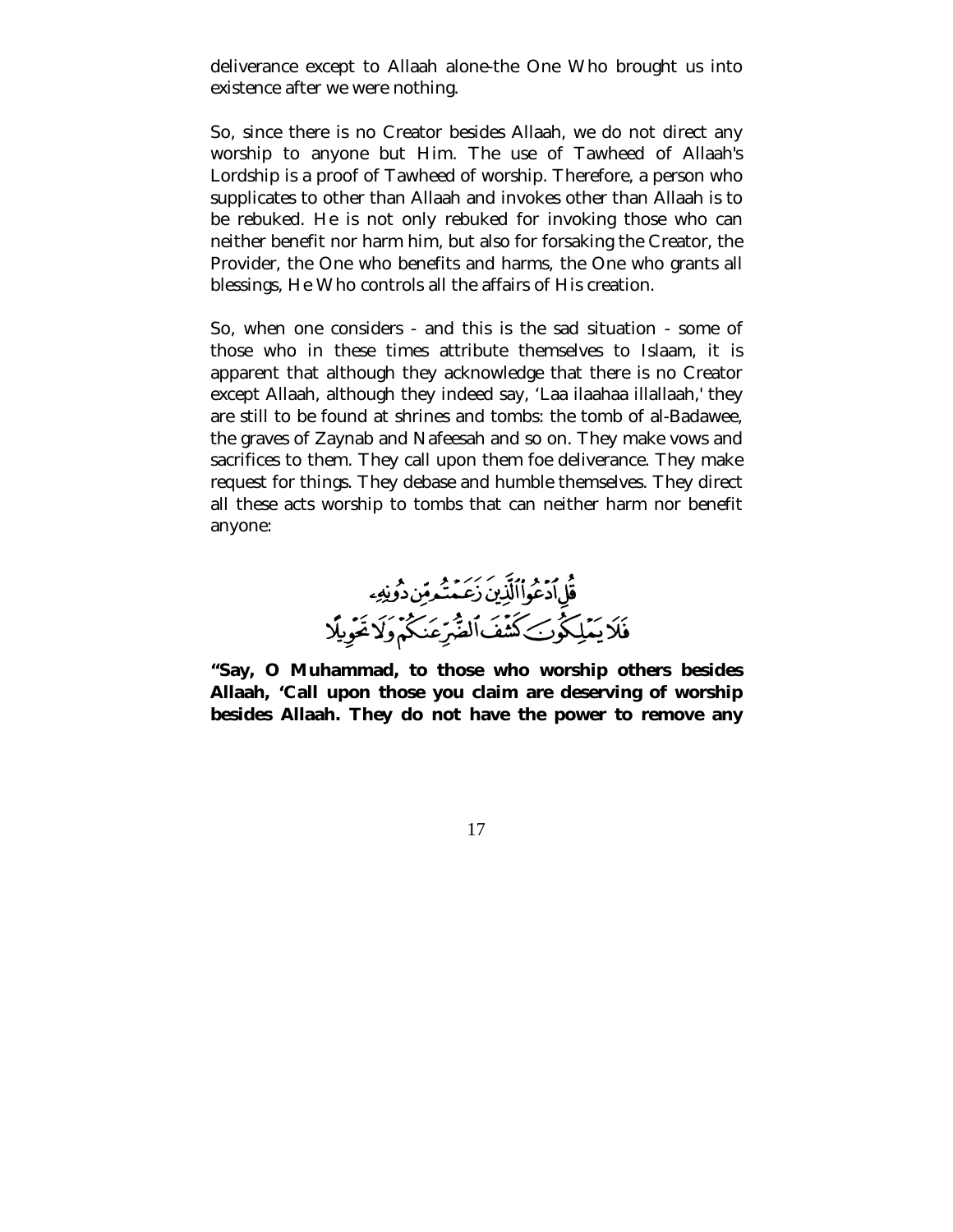deliverance except to Allaah alone-the One Who brought us into existence after we were nothing.

So, since there is no Creator besides Allaah, we do not direct any worship to anyone but Him. The use of Tawheed of Allaah's Lordship is a proof of Tawheed of worship. Therefore, a person who supplicates to other than Allaah and invokes other than Allaah is to be rebuked. He is not only rebuked for invoking those who can neither benefit nor harm him, but also for forsaking the Creator, the Provider, the One who benefits and harms, the One who grants all blessings, He Who controls all the affairs of His creation.

So, when one considers - and this is the sad situation - some of those who in these times attribute themselves to Islaam, it is apparent that although they acknowledge that there is no Creator except Allaah, although they indeed say, 'Laa ilaahaa illallaah,' they are still to be found at shrines and tombs: the tomb of al-Badawee, the graves of Zaynab and Nafeesah and so on. They make vows and sacrifices to them. They call upon them foe deliverance. They make request for things. They debase and humble themselves. They direct all these acts worship to tombs that can neither harm nor benefit anyone:

قُلِ ٱدْعُوا۟ ٱلَّذِينَ زَعَمْتُم مِّن دُونِهِۦ فَلَا يَمْلِكُونَ كَشْفَ ٱلضُّرِّ عَنكُمْ وَلَا تَحْوِيلًا

**"Say, O Muhammad, to those who worship others besides Allaah, 'Call upon those you claim are deserving of worship besides Allaah. They do not have the power to remove any**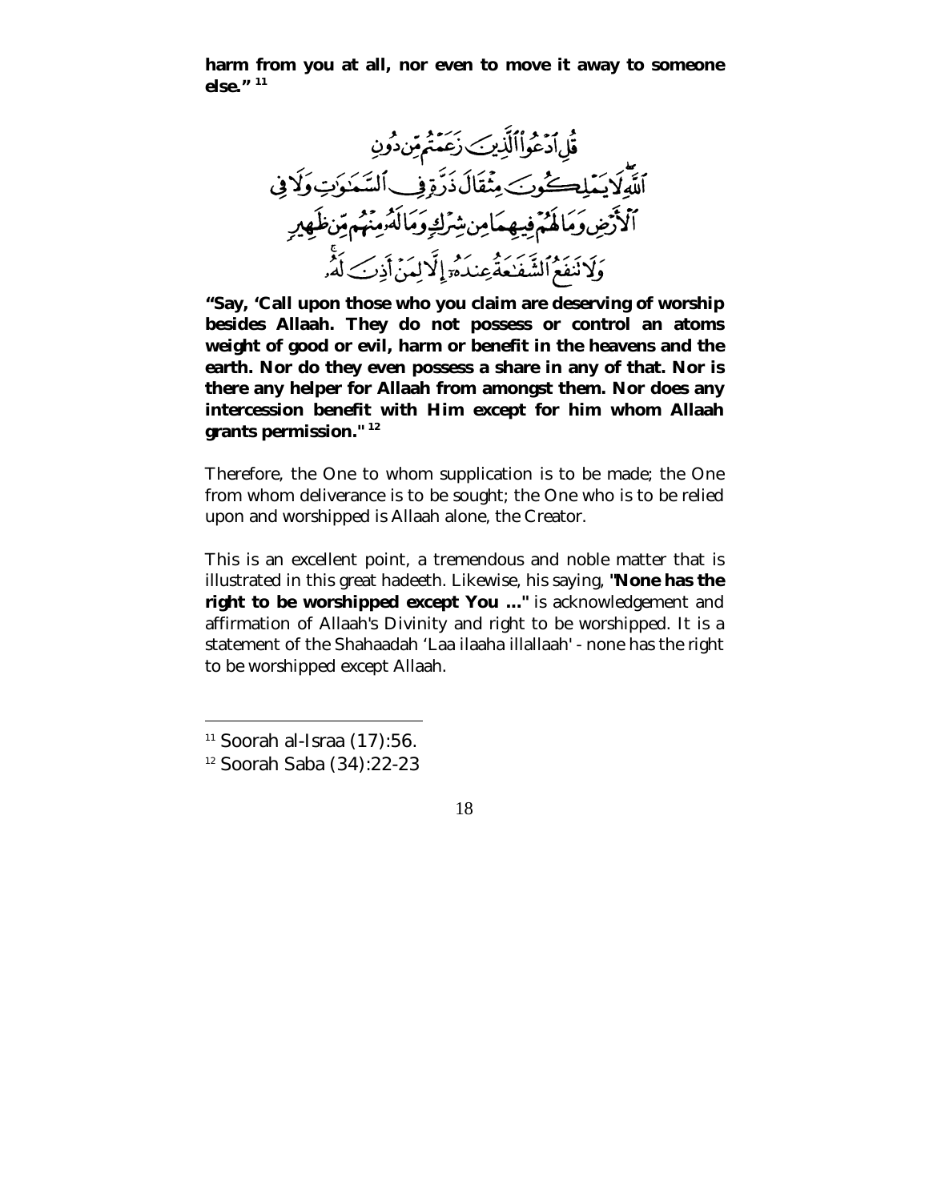**harm from you at all, nor even to move it away to someone else."** [11]

قُلِ ٱدْعُوا۟ ٱلَّذِينَ زَعَمْتُم مِّن دُونِ ٱللَّهِ ۖ لَا يَمْلِكُونَ مِثْقَالَ ذَرَّةٍ فِى ٱلسَّمَـٰوَٰتِ وَلَا فِى ٱلْأَرْضِ وَمَا لَهُمْ فِيهِمَا مِن شِرْكٍ وَمَا لَهُۥ مِنْهُم مِّن ظَهِيرٍ وَلَا تَنفَعُ ٱلشَّفَـٰعَةُ عِندَهُۥٓ إِلَّا لِمَنْ أَذِنَ لَهُۥ

**"Say, 'Call upon those who you claim are deserving of worship besides Allaah. They do not possess or control an atoms weight of good or evil, harm or benefit in the heavens and the earth. Nor do they even possess a share in any of that. Nor is there any helper for Allaah from amongst them. Nor does any intercession benefit with Him except for him whom Allaah grants permission."** [12]

Therefore, the One to whom supplication is to be made; the One from whom deliverance is to be sought; the One who is to be relied upon and worshipped is Allaah alone, the Creator.

This is an excellent point, a tremendous and noble matter that is illustrated in this great hadeeth. Likewise, his saying, **"None has the right to be worshipped except You ..."** is acknowledgement and affirmation of Allaah's Divinity and right to be worshipped. It is a statement of the Shahaadah 'Laa ilaaha illallaah' - none has the right to be worshipped except Allaah.

---

[11] Soorah al-Israa (17):56.

[12] Soorah Saba (34):22-23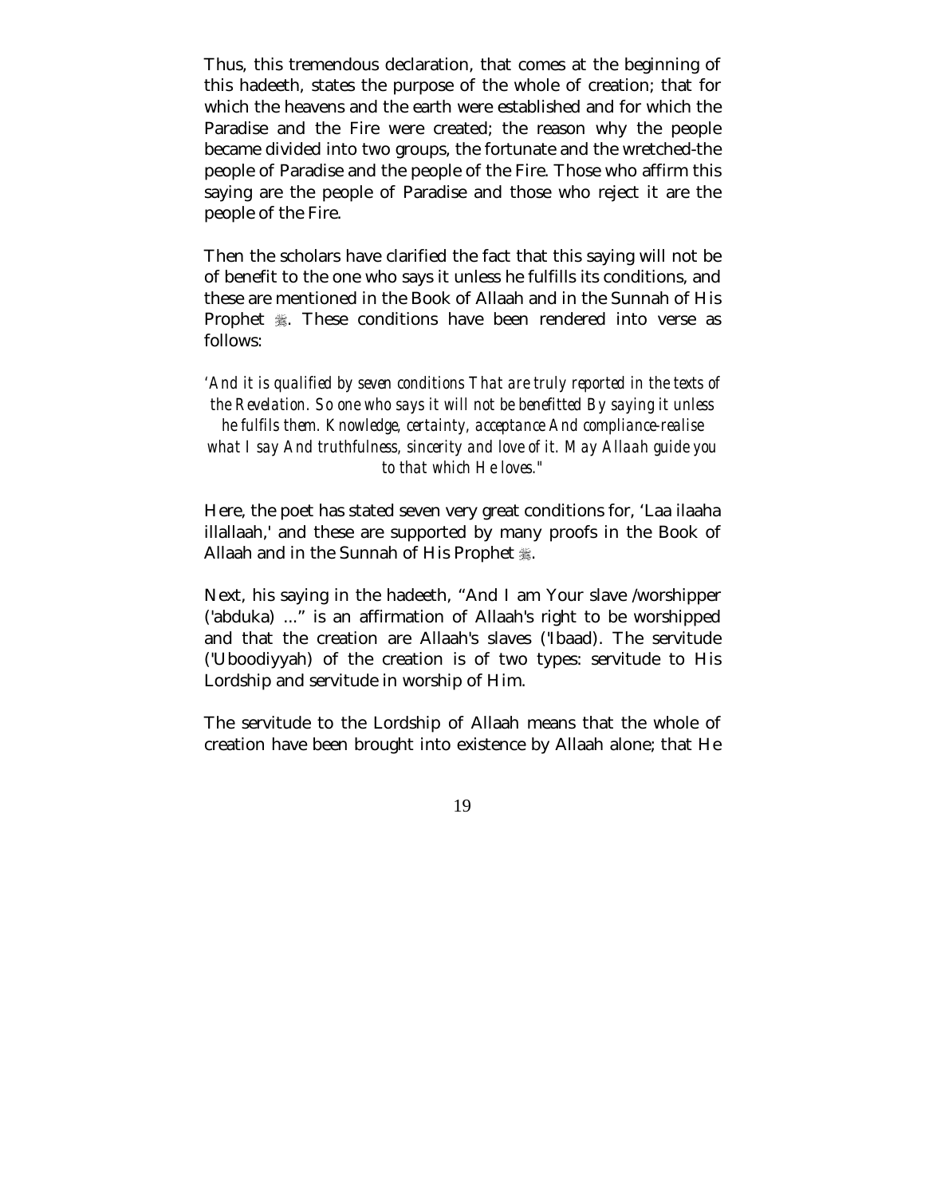Thus, this tremendous declaration, that comes at the beginning of this hadeeth, states the purpose of the whole of creation; that for which the heavens and the earth were established and for which the Paradise and the Fire were created; the reason why the people became divided into two groups, the fortunate and the wretched-the people of Paradise and the people of the Fire. Those who affirm this saying are the people of Paradise and those who reject it are the people of the Fire.

Then the scholars have clarified the fact that this saying will not be of benefit to the one who says it unless he fulfills its conditions, and these are mentioned in the Book of Allaah and in the Sunnah of His Prophet ﷺ. These conditions have been rendered into verse as follows:

*'And it is qualified by seven conditions That are truly reported in the texts of the Revelation. So one who says it will not be benefitted By saying it unless he fulfils them. Knowledge, certainty, acceptance And compliance-realise what I say And truthfulness, sincerity and love of it. May Allaah guide you to that which He loves."*

Here, the poet has stated seven very great conditions for, 'Laa ilaaha illallaah,' and these are supported by many proofs in the Book of Allaah and in the Sunnah of His Prophet ﷺ.

Next, his saying in the hadeeth, "And I am Your slave /worshipper ('abduka) ..." is an affirmation of Allaah's right to be worshipped and that the creation are Allaah's slaves ('Ibaad). The servitude ('Uboodiyyah) of the creation is of two types: servitude to His Lordship and servitude in worship of Him.

The servitude to the Lordship of Allaah means that the whole of creation have been brought into existence by Allaah alone; that He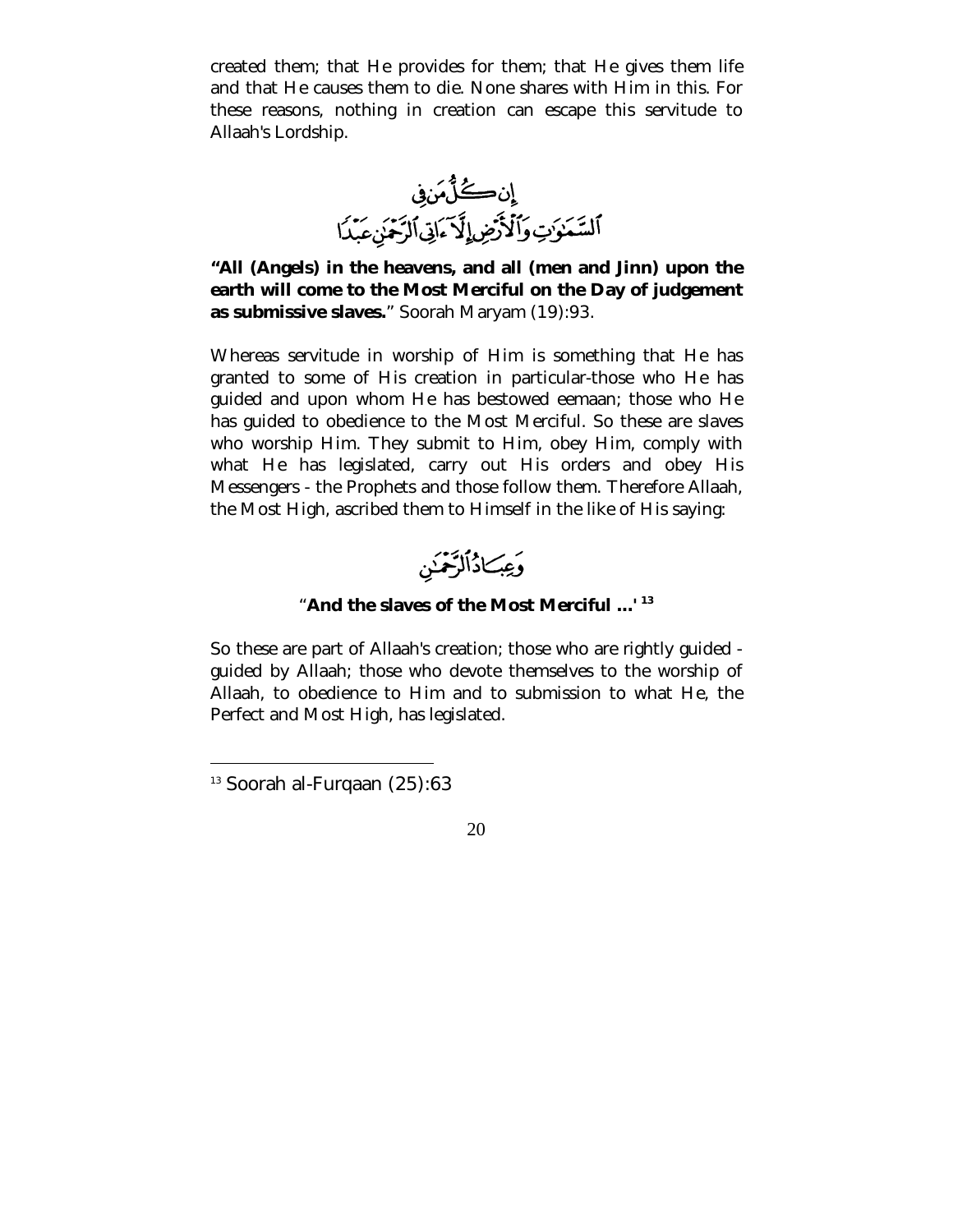created them; that He provides for them; that He gives them life and that He causes them to die. None shares with Him in this. For these reasons, nothing in creation can escape this servitude to Allaah's Lordship.

إِن كُلُّ مَن فِي ٱلسَّمَٰوَٰتِ وَٱلْأَرْضِ إِلَّآ ءَاتِي ٱلرَّحْمَٰنِ عَبْدًا

**"All (Angels) in the heavens, and all (men and Jinn) upon the earth will come to the Most Merciful on the Day of judgement as submissive slaves."** Soorah Maryam (19):93.

Whereas servitude in worship of Him is something that He has granted to some of His creation in particular-those who He has guided and upon whom He has bestowed eemaan; those who He has guided to obedience to the Most Merciful. So these are slaves who worship Him. They submit to Him, obey Him, comply with what He has legislated, carry out His orders and obey His Messengers - the Prophets and those follow them. Therefore Allaah, the Most High, ascribed them to Himself in the like of His saying:

وَعِبَادُ ٱلرَّحْمَٰنِ

"**And the slaves of the Most Merciful ...'** [13]

So these are part of Allaah's creation; those who are rightly guided - guided by Allaah; those who devote themselves to the worship of Allaah, to obedience to Him and to submission to what He, the Perfect and Most High, has legislated.

---

[13] Soorah al-Furqaan (25):63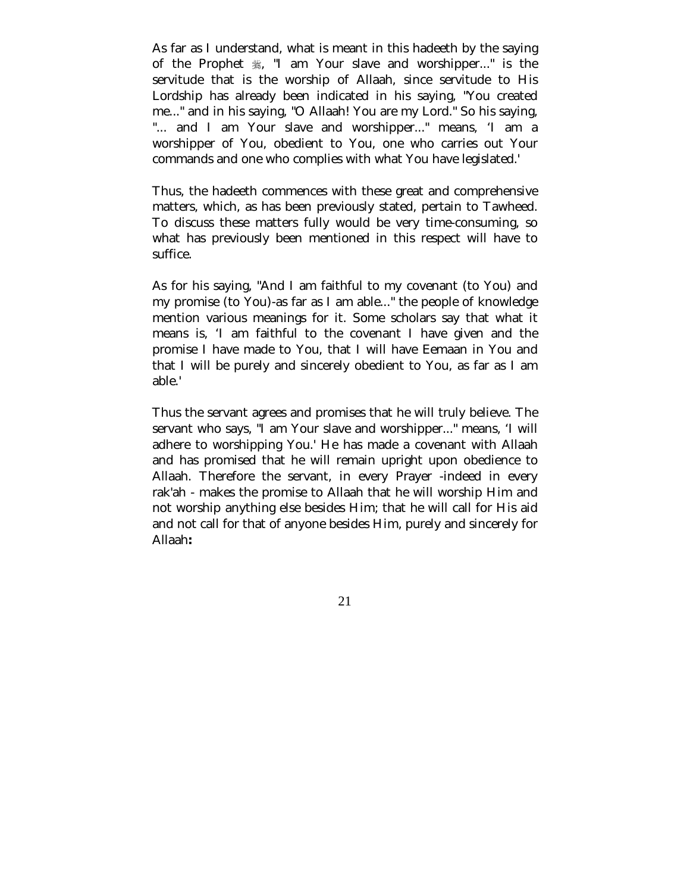As far as I understand, what is meant in this hadeeth by the saying of the Prophet ﷺ, "I am Your slave and worshipper..." is the servitude that is the worship of Allaah, since servitude to His Lordship has already been indicated in his saying, "You created me..." and in his saying, "O Allaah! You are my Lord." So his saying, "... and I am Your slave and worshipper..." means, 'I am a worshipper of You, obedient to You, one who carries out Your commands and one who complies with what You have legislated.'

Thus, the hadeeth commences with these great and comprehensive matters, which, as has been previously stated, pertain to Tawheed. To discuss these matters fully would be very time-consuming, so what has previously been mentioned in this respect will have to suffice.

As for his saying, "And I am faithful to my covenant (to You) and my promise (to You)-as far as I am able..." the people of knowledge mention various meanings for it. Some scholars say that what it means is, 'I am faithful to the covenant I have given and the promise I have made to You, that I will have Eemaan in You and that I will be purely and sincerely obedient to You, as far as I am able.'

Thus the servant agrees and promises that he will truly believe. The servant who says, "I am Your slave and worshipper..." means, 'I will adhere to worshipping You.' He has made a covenant with Allaah and has promised that he will remain upright upon obedience to Allaah. Therefore the servant, in every Prayer -indeed in every rak'ah - makes the promise to Allaah that he will worship Him and not worship anything else besides Him; that he will call for His aid and not call for that of anyone besides Him, purely and sincerely for Allaah**:**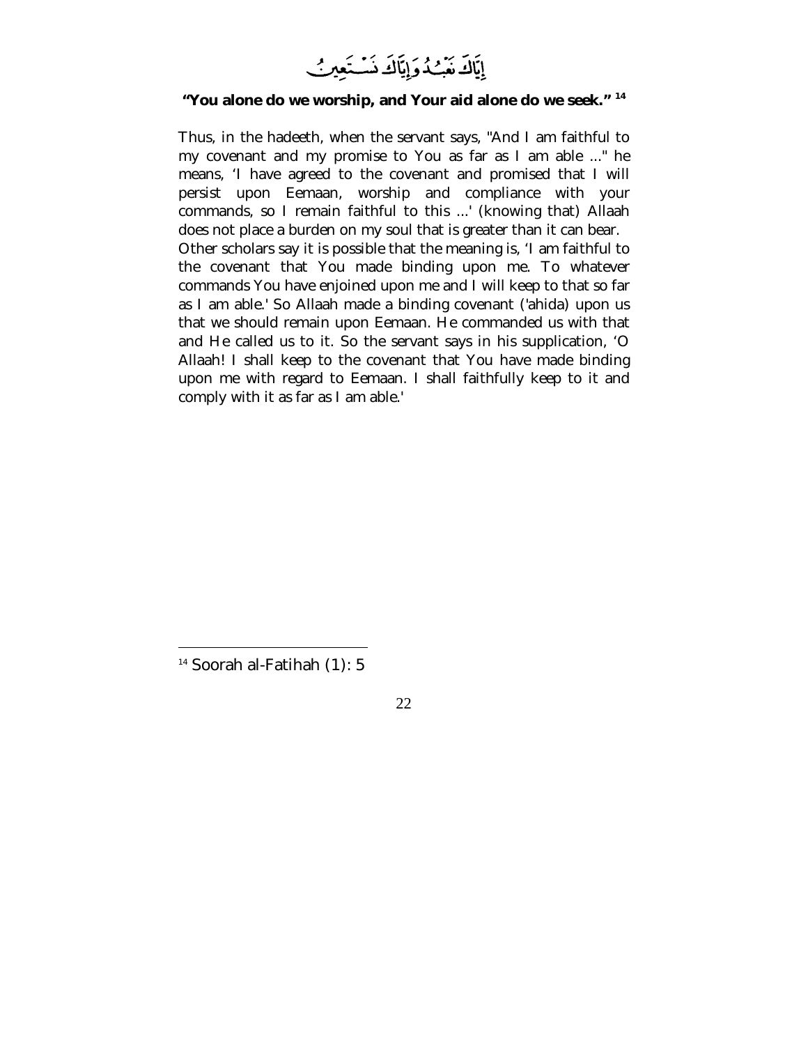إِيَّاكَ نَعْبُدُ وَإِيَّاكَ نَسْتَعِينُ

**"You alone do we worship, and Your aid alone do we seek."** [14]

Thus, in the hadeeth, when the servant says, "And I am faithful to my covenant and my promise to You as far as I am able ..." he means, 'I have agreed to the covenant and promised that I will persist upon Eemaan, worship and compliance with your commands, so I remain faithful to this ...' (knowing that) Allaah does not place a burden on my soul that is greater than it can bear.

Other scholars say it is possible that the meaning is, 'I am faithful to the covenant that You made binding upon me. To whatever commands You have enjoined upon me and I will keep to that so far as I am able.' So Allaah made a binding covenant ('ahida) upon us that we should remain upon Eemaan. He commanded us with that and He called us to it. So the servant says in his supplication, 'O Allaah! I shall keep to the covenant that You have made binding upon me with regard to Eemaan. I shall faithfully keep to it and comply with it as far as I am able.'

---

[14] Soorah al-Fatihah (1): 5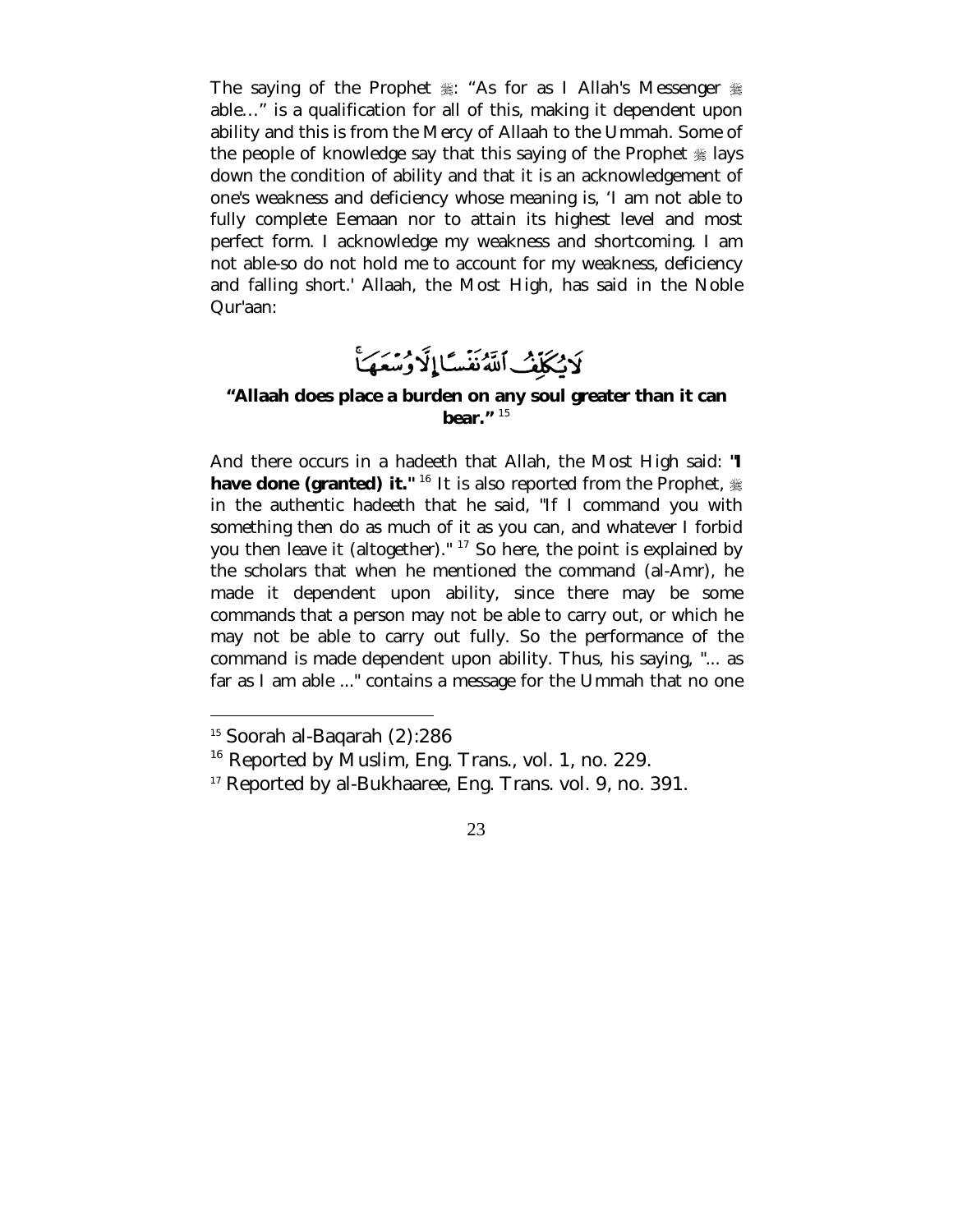The saying of the Prophet ﷺ: "As for as I Allah's Messenger ﷺ able…" is a qualification for all of this, making it dependent upon ability and this is from the Mercy of Allaah to the Ummah. Some of the people of knowledge say that this saying of the Prophet ﷺ lays down the condition of ability and that it is an acknowledgement of one's weakness and deficiency whose meaning is, 'I am not able to fully complete Eemaan nor to attain its highest level and most perfect form. I acknowledge my weakness and shortcoming. I am not able-so do not hold me to account for my weakness, deficiency and falling short.' Allaah, the Most High, has said in the Noble Qur'aan:

لَا يُكَلِّفُ ٱللَّهُ نَفْسًا إِلَّا وُسْعَهَا ۚ

**"Allaah does place a burden on any soul greater than it can bear."** [15]

And there occurs in a hadeeth that Allah, the Most High said: **"I have done (granted) it."** [16] It is also reported from the Prophet, ﷺ in the authentic hadeeth that he said, "If I command you with something then do as much of it as you can, and whatever I forbid you then leave it (altogether)." [17] So here, the point is explained by the scholars that when he mentioned the command (al-Amr), he made it dependent upon ability, since there may be some commands that a person may not be able to carry out, or which he may not be able to carry out fully. So the performance of the command is made dependent upon ability. Thus, his saying, "... as far as I am able ..." contains a message for the Ummah that no one

---

[15] Soorah al-Baqarah (2):286

[16] Reported by Muslim, Eng. Trans., vol. 1, no. 229.

[17] Reported by al-Bukhaaree, Eng. Trans. vol. 9, no. 391.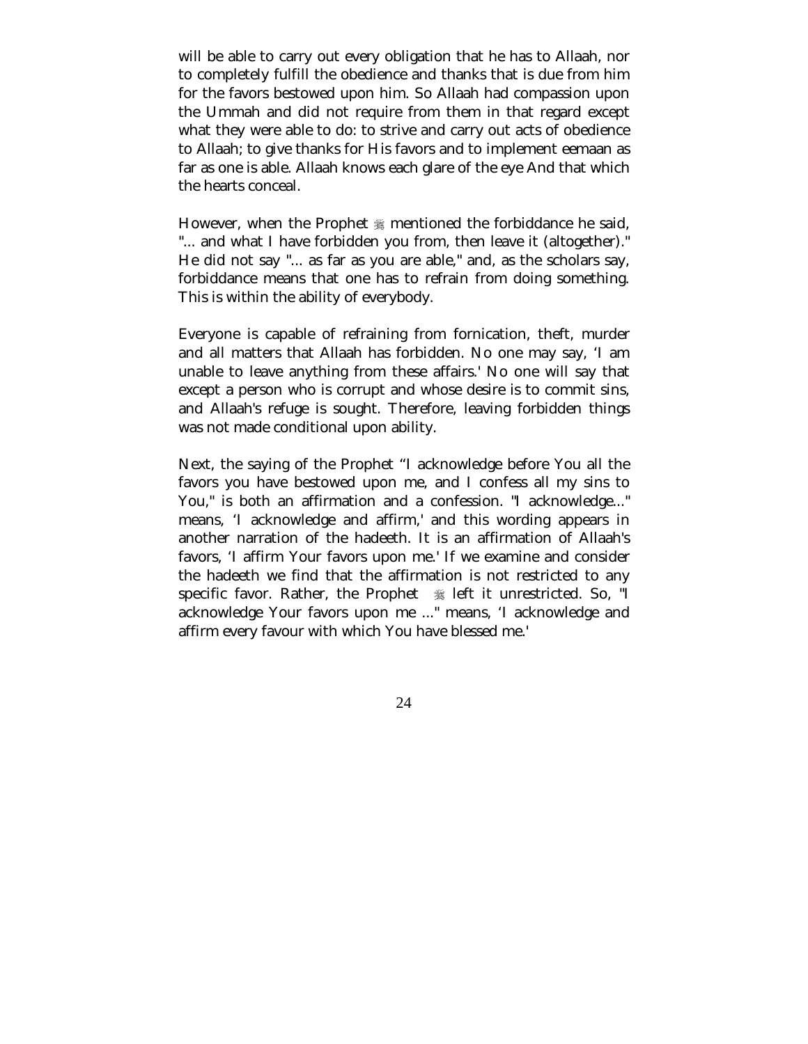will be able to carry out every obligation that he has to Allaah, nor to completely fulfill the obedience and thanks that is due from him for the favors bestowed upon him. So Allaah had compassion upon the Ummah and did not require from them in that regard except what they were able to do: to strive and carry out acts of obedience to Allaah; to give thanks for His favors and to implement eemaan as far as one is able. Allaah knows each glare of the eye And that which the hearts conceal.

However, when the Prophet ﷺ mentioned the forbiddance he said, "... and what I have forbidden you from, then leave it (altogether)." He did not say "... as far as you are able," and, as the scholars say, forbiddance means that one has to refrain from doing something. This is within the ability of everybody.

Everyone is capable of refraining from fornication, theft, murder and all matters that Allaah has forbidden. No one may say, 'I am unable to leave anything from these affairs.' No one will say that except a person who is corrupt and whose desire is to commit sins, and Allaah's refuge is sought. Therefore, leaving forbidden things was not made conditional upon ability.

Next, the saying of the Prophet "I acknowledge before You all the favors you have bestowed upon me, and I confess all my sins to You," is both an affirmation and a confession. "I acknowledge..." means, 'I acknowledge and affirm,' and this wording appears in another narration of the hadeeth. It is an affirmation of Allaah's favors, 'I affirm Your favors upon me.' If we examine and consider the hadeeth we find that the affirmation is not restricted to any specific favor. Rather, the Prophet ﷺ left it unrestricted. So, "I acknowledge Your favors upon me ..." means, 'I acknowledge and affirm every favour with which You have blessed me.'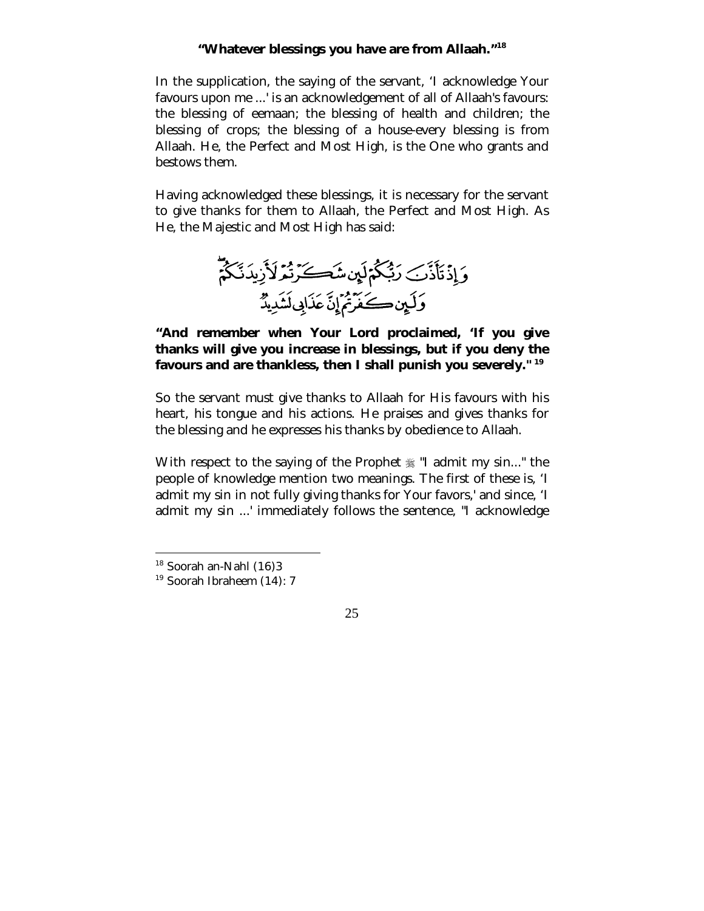**"Whatever blessings you have are from Allaah."[18]**

In the supplication, the saying of the servant, 'I acknowledge Your favours upon me ...' is an acknowledgement of all of Allaah's favours: the blessing of eemaan; the blessing of health and children; the blessing of crops; the blessing of a house-every blessing is from Allaah. He, the Perfect and Most High, is the One who grants and bestows them.

Having acknowledged these blessings, it is necessary for the servant to give thanks for them to Allaah, the Perfect and Most High. As He, the Majestic and Most High has said:

وَإِذْ تَأَذَّنَ رَبُّكُمْ لَئِن شَكَرْتُمْ لَأَزِيدَنَّكُمْ
وَلَئِن كَفَرْتُمْ إِنَّ عَذَابِي لَشَدِيدٌ

**"And remember when Your Lord proclaimed, 'If you give thanks will give you increase in blessings, but if you deny the favours and are thankless, then I shall punish you severely."[19]**

So the servant must give thanks to Allaah for His favours with his heart, his tongue and his actions. He praises and gives thanks for the blessing and he expresses his thanks by obedience to Allaah.

With respect to the saying of the Prophet ﷺ "I admit my sin..." the people of knowledge mention two meanings. The first of these is, 'I admit my sin in not fully giving thanks for Your favors,' and since, 'I admit my sin ...' immediately follows the sentence, "I acknowledge

---

[18] Soorah an-Nahl (16)3

[19] Soorah Ibraheem (14): 7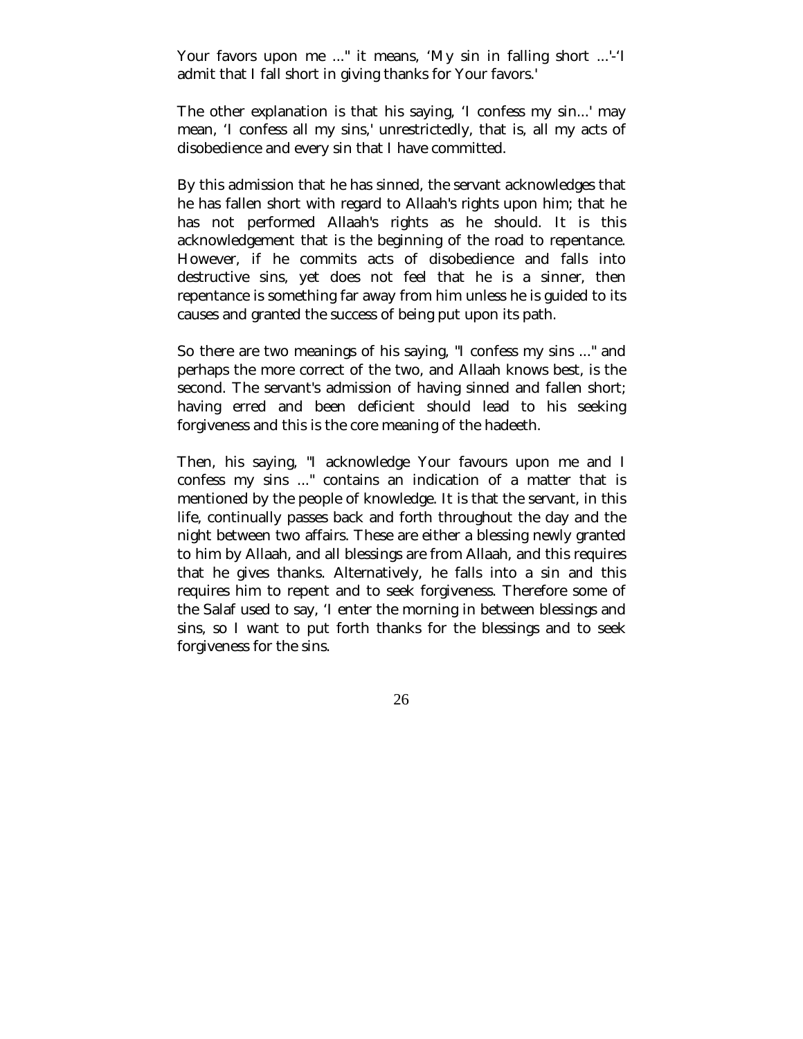Your favors upon me ..." it means, 'My sin in falling short ...'-'I admit that I fall short in giving thanks for Your favors.'

The other explanation is that his saying, 'I confess my sin...' may mean, 'I confess all my sins,' unrestrictedly, that is, all my acts of disobedience and every sin that I have committed.

By this admission that he has sinned, the servant acknowledges that he has fallen short with regard to Allaah's rights upon him; that he has not performed Allaah's rights as he should. It is this acknowledgement that is the beginning of the road to repentance. However, if he commits acts of disobedience and falls into destructive sins, yet does not feel that he is a sinner, then repentance is something far away from him unless he is guided to its causes and granted the success of being put upon its path.

So there are two meanings of his saying, "I confess my sins ..." and perhaps the more correct of the two, and Allaah knows best, is the second. The servant's admission of having sinned and fallen short; having erred and been deficient should lead to his seeking forgiveness and this is the core meaning of the hadeeth.

Then, his saying, "I acknowledge Your favours upon me and I confess my sins ..." contains an indication of a matter that is mentioned by the people of knowledge. It is that the servant, in this life, continually passes back and forth throughout the day and the night between two affairs. These are either a blessing newly granted to him by Allaah, and all blessings are from Allaah, and this requires that he gives thanks. Alternatively, he falls into a sin and this requires him to repent and to seek forgiveness. Therefore some of the Salaf used to say, 'I enter the morning in between blessings and sins, so I want to put forth thanks for the blessings and to seek forgiveness for the sins.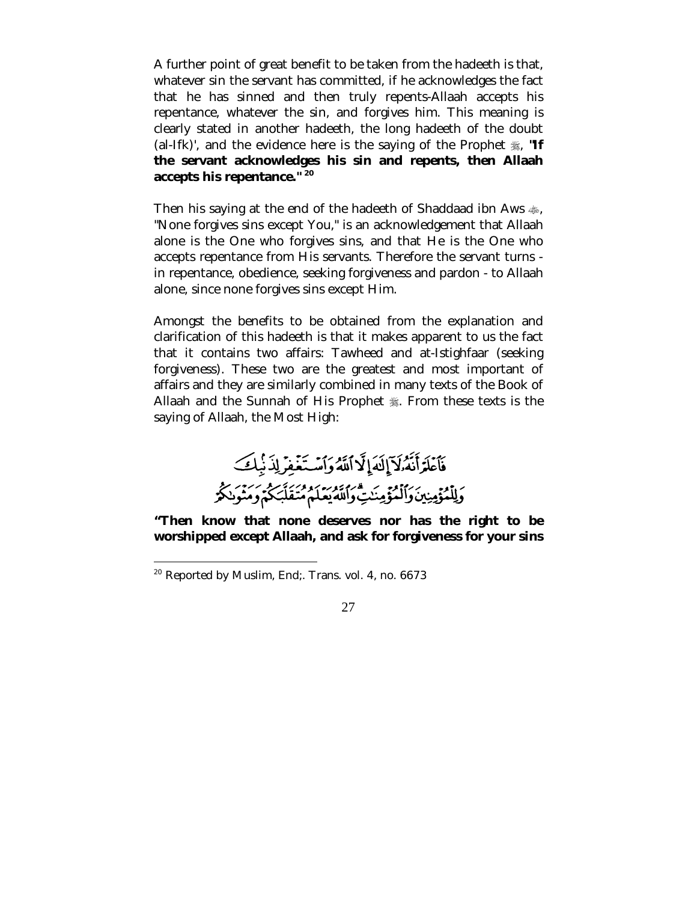A further point of great benefit to be taken from the hadeeth is that, whatever sin the servant has committed, if he acknowledges the fact that he has sinned and then truly repents-Allaah accepts his repentance, whatever the sin, and forgives him. This meaning is clearly stated in another hadeeth, the long hadeeth of the doubt (al-Ifk)', and the evidence here is the saying of the Prophet ﷺ, **'If the servant acknowledges his sin and repents, then Allaah accepts his repentance."** [20]

Then his saying at the end of the hadeeth of Shaddaad ibn Aws ؓ, "None forgives sins except You," is an acknowledgement that Allaah alone is the One who forgives sins, and that He is the One who accepts repentance from His servants. Therefore the servant turns - in repentance, obedience, seeking forgiveness and pardon - to Allaah alone, since none forgives sins except Him.

Amongst the benefits to be obtained from the explanation and clarification of this hadeeth is that it makes apparent to us the fact that it contains two affairs: Tawheed and at-Istighfaar (seeking forgiveness). These two are the greatest and most important of affairs and they are similarly combined in many texts of the Book of Allaah and the Sunnah of His Prophet ﷺ. From these texts is the saying of Allaah, the Most High:

فَاعْلَمْ أَنَّهُۥ لَآ إِلَٰهَ إِلَّا ٱللَّهُ وَٱسْتَغْفِرْ لِذَنۢبِكَ وَلِلْمُؤْمِنِينَ وَٱلْمُؤْمِنَٰتِ ۗ وَٱللَّهُ يَعْلَمُ مُتَقَلَّبَكُمْ وَمَثْوَىٰكُمْ

**"Then know that none deserves nor has the right to be worshipped except Allaah, and ask for forgiveness for your sins**

[20] Reported by Muslim, End;. Trans. vol. 4, no. 6673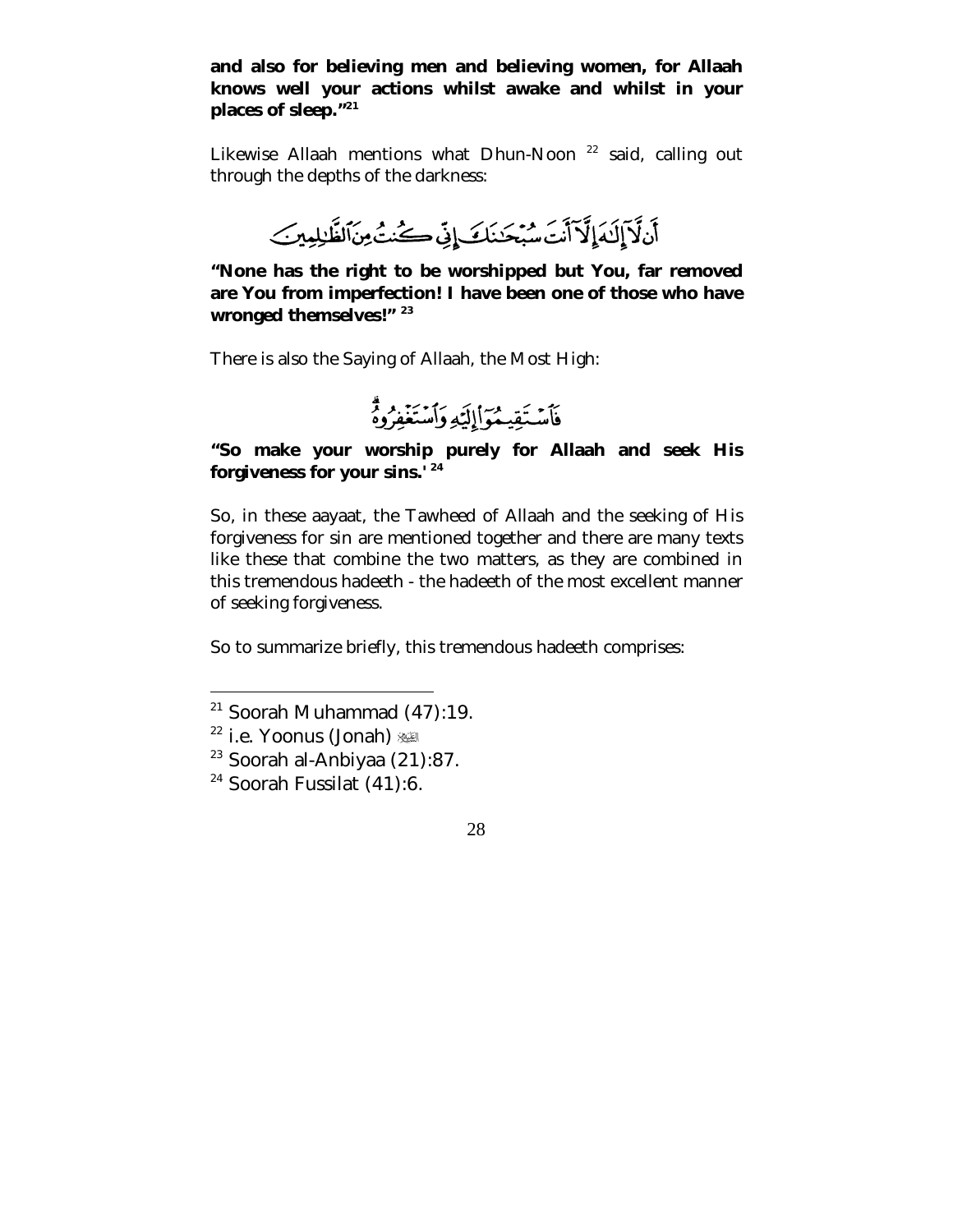**and also for believing men and believing women, for Allaah knows well your actions whilst awake and whilst in your places of sleep."[21]**

Likewise Allaah mentions what Dhun-Noon [22] said, calling out through the depths of the darkness:

أَن لَّآ إِلَٰهَ إِلَّآ أَنتَ سُبْحَٰنَكَ إِنِّي كُنتُ مِنَ ٱلظَّٰلِمِينَ

**"None has the right to be worshipped but You, far removed are You from imperfection! I have been one of those who have wronged themselves!" [23]**

There is also the Saying of Allaah, the Most High:

فَٱسْتَقِيمُوٓا۟ إِلَيْهِ وَٱسْتَغْفِرُوهُ

**"So make your worship purely for Allaah and seek His forgiveness for your sins.' [24]**

So, in these aayaat, the Tawheed of Allaah and the seeking of His forgiveness for sin are mentioned together and there are many texts like these that combine the two matters, as they are combined in this tremendous hadeeth - the hadeeth of the most excellent manner of seeking forgiveness.

So to summarize briefly, this tremendous hadeeth comprises:

---

[21] Soorah Muhammad (47):19.

[22] i.e. Yoonus (Jonah) عليه السلام

[23] Soorah al-Anbiyaa (21):87.

[24] Soorah Fussilat (41):6.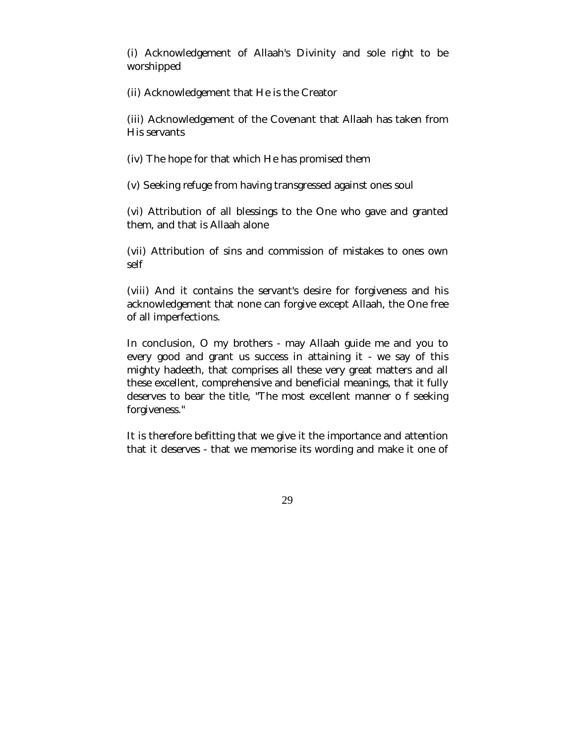(i) Acknowledgement of Allaah's Divinity and sole right to be worshipped

(ii) Acknowledgement that He is the Creator

(iii) Acknowledgement of the Covenant that Allaah has taken from His servants

(iv) The hope for that which He has promised them

(v) Seeking refuge from having transgressed against ones soul

(vi) Attribution of all blessings to the One who gave and granted them, and that is Allaah alone

(vii) Attribution of sins and commission of mistakes to ones own self

(viii) And it contains the servant's desire for forgiveness and his acknowledgement that none can forgive except Allaah, the One free of all imperfections.

In conclusion, O my brothers - may Allaah guide me and you to every good and grant us success in attaining it - we say of this mighty hadeeth, that comprises all these very great matters and all these excellent, comprehensive and beneficial meanings, that it fully deserves to bear the title, "The most excellent manner o f seeking forgiveness."

It is therefore befitting that we give it the importance and attention that it deserves - that we memorise its wording and make it one of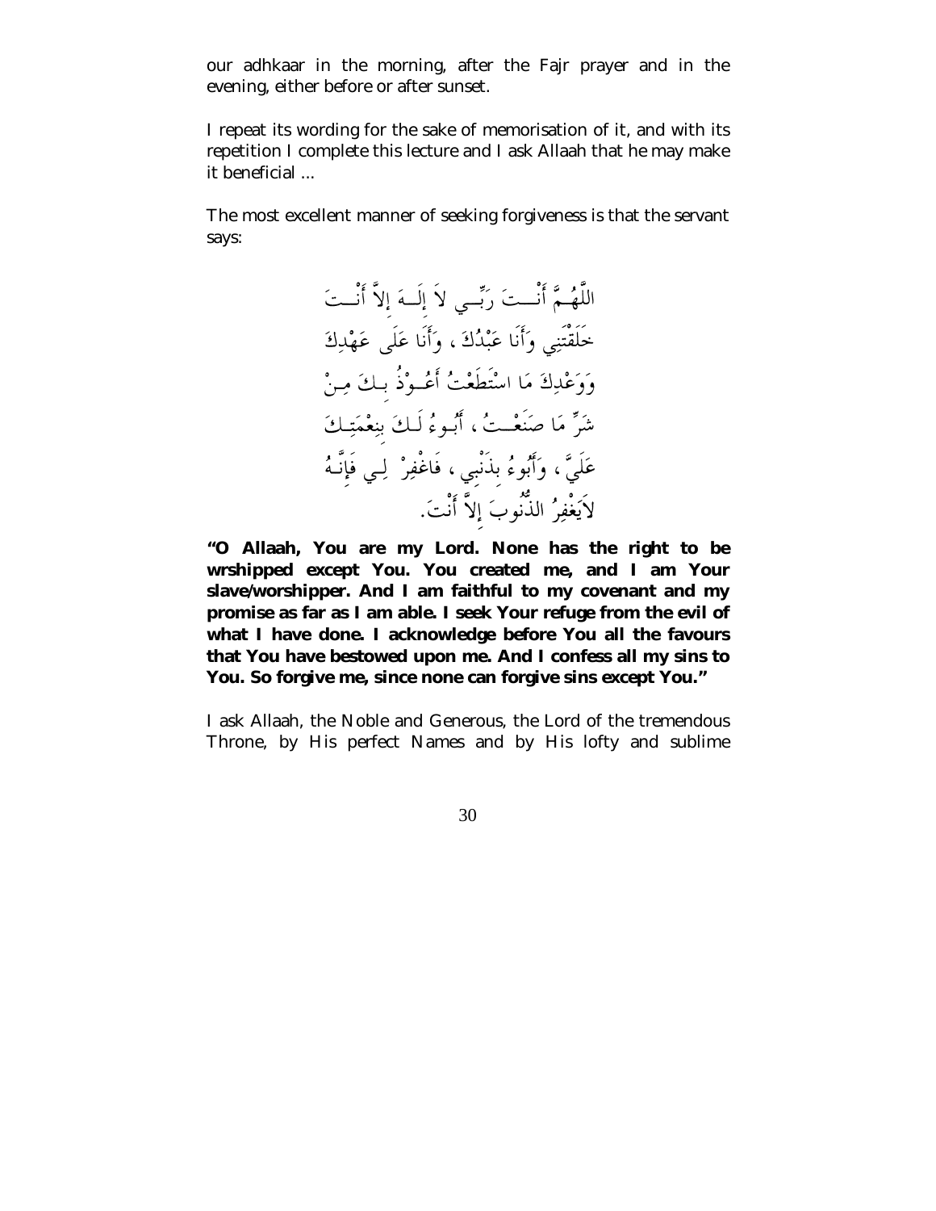our adhkaar in the morning, after the Fajr prayer and in the evening, either before or after sunset.

I repeat its wording for the sake of memorisation of it, and with its repetition I complete this lecture and I ask Allaah that he may make it beneficial ...

The most excellent manner of seeking forgiveness is that the servant says:

اللَّهُمَّ أَنْتَ رَبِّي لاَ إِلَهَ إِلاَّ أَنْتَ
خَلَقْتَنِي وَأَنَا عَبْدُكَ ، وَأَنَا عَلَى عَهْدِكَ
وَوَعْدِكَ مَا اسْتَطَعْتُ أَعُوْذُ بِكَ مِنْ
شَرِّ مَا صَنَعْتُ ، أَبُوءُ لَكَ بِنِعْمَتِكَ
عَلَيَّ ، وَأَبُوءُ بِذَنْبِي ، فَاغْفِرْ لِي فَإِنَّهُ
لاَيَغْفِرُ الذُّنُوبَ إِلاَّ أَنْتَ.

**"O Allaah, You are my Lord. None has the right to be wrshipped except You. You created me, and I am Your slave/worshipper. And I am faithful to my covenant and my promise as far as I am able. I seek Your refuge from the evil of what I have done. I acknowledge before You all the favours that You have bestowed upon me. And I confess all my sins to You. So forgive me, since none can forgive sins except You."**

I ask Allaah, the Noble and Generous, the Lord of the tremendous Throne, by His perfect Names and by His lofty and sublime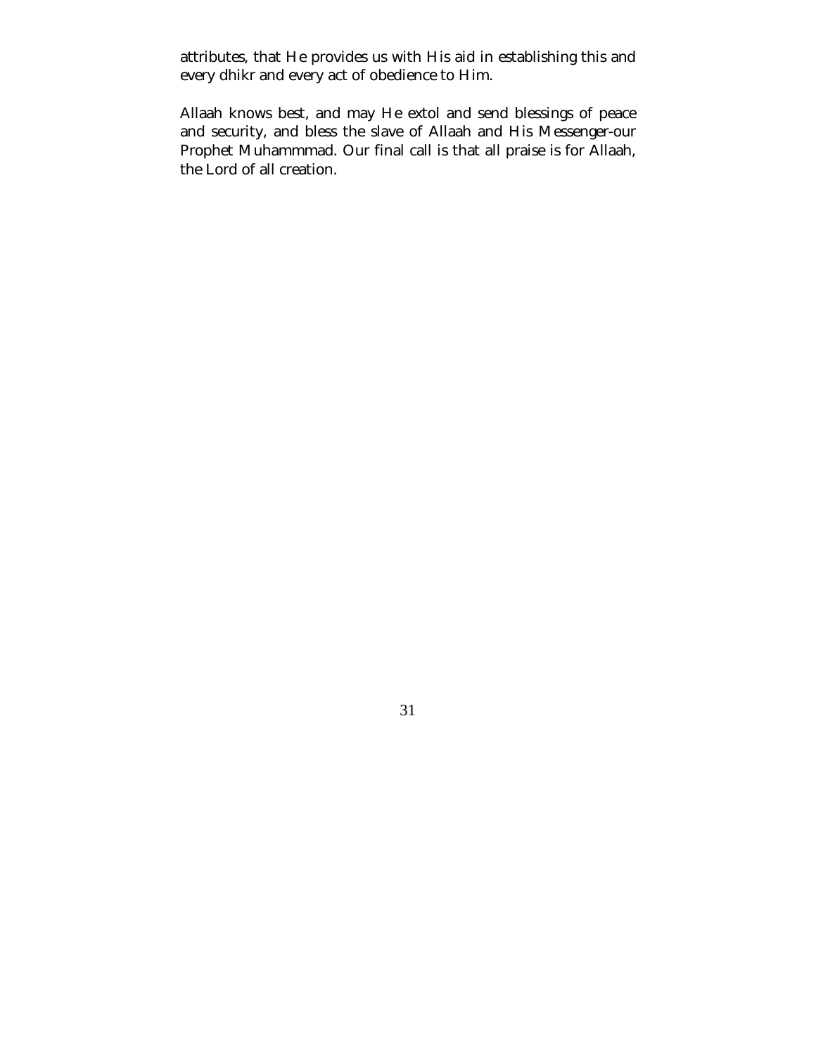attributes, that He provides us with His aid in establishing this and every dhikr and every act of obedience to Him.

Allaah knows best, and may He extol and send blessings of peace and security, and bless the slave of Allaah and His Messenger-our Prophet Muhammmad. Our final call is that all praise is for Allaah, the Lord of all creation.